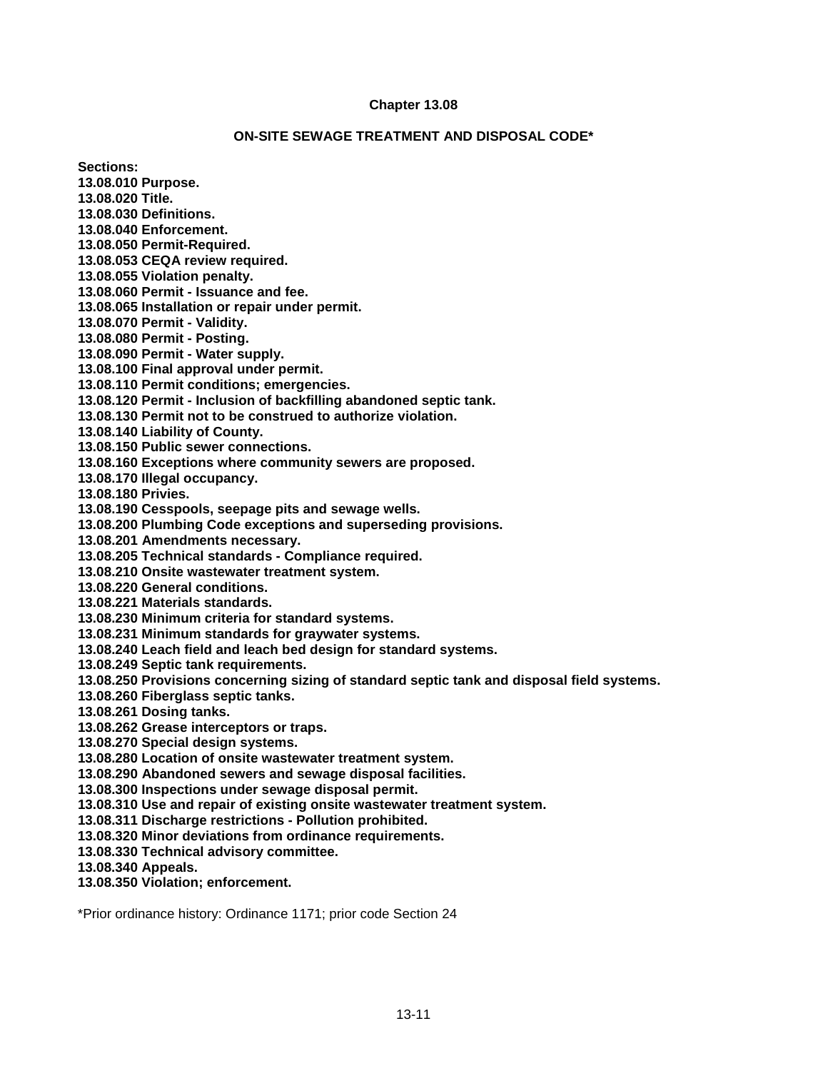# Chapter 13.08

## ON-SITE SEWAGE TREATMENT AND DISPOSAL CODE*

**Sections:**
**13.08.010 Purpose.**
**13.08.020 Title.**
**13.08.030 Definitions.**
**13.08.040 Enforcement.**
**13.08.050 Permit-Required.**
**13.08.053 CEQA review required.**
**13.08.055 Violation penalty.**
**13.08.060 Permit - Issuance and fee.**
**13.08.065 Installation or repair under permit.**
**13.08.070 Permit - Validity.**
**13.08.080 Permit - Posting.**
**13.08.090 Permit - Water supply.**
**13.08.100 Final approval under permit.**
**13.08.110 Permit conditions; emergencies.**
**13.08.120 Permit - Inclusion of backfilling abandoned septic tank.**
**13.08.130 Permit not to be construed to authorize violation.**
**13.08.140 Liability of County.**
**13.08.150 Public sewer connections.**
**13.08.160 Exceptions where community sewers are proposed.**
**13.08.170 Illegal occupancy.**
**13.08.180 Privies.**
**13.08.190 Cesspools, seepage pits and sewage wells.**
**13.08.200 Plumbing Code exceptions and superseding provisions.**
**13.08.201 Amendments necessary.**
**13.08.205 Technical standards - Compliance required.**
**13.08.210 Onsite wastewater treatment system.**
**13.08.220 General conditions.**
**13.08.221 Materials standards.**
**13.08.230 Minimum criteria for standard systems.**
**13.08.231 Minimum standards for graywater systems.**
**13.08.240 Leach field and leach bed design for standard systems.**
**13.08.249 Septic tank requirements.**
**13.08.250 Provisions concerning sizing of standard septic tank and disposal field systems.**
**13.08.260 Fiberglass septic tanks.**
**13.08.261 Dosing tanks.**
**13.08.262 Grease interceptors or traps.**
**13.08.270 Special design systems.**
**13.08.280 Location of onsite wastewater treatment system.**
**13.08.290 Abandoned sewers and sewage disposal facilities.**
**13.08.300 Inspections under sewage disposal permit.**
**13.08.310 Use and repair of existing onsite wastewater treatment system.**
**13.08.311 Discharge restrictions - Pollution prohibited.**
**13.08.320 Minor deviations from ordinance requirements.**
**13.08.330 Technical advisory committee.**
**13.08.340 Appeals.**
**13.08.350 Violation; enforcement.**

*Prior ordinance history: Ordinance 1171; prior code Section 24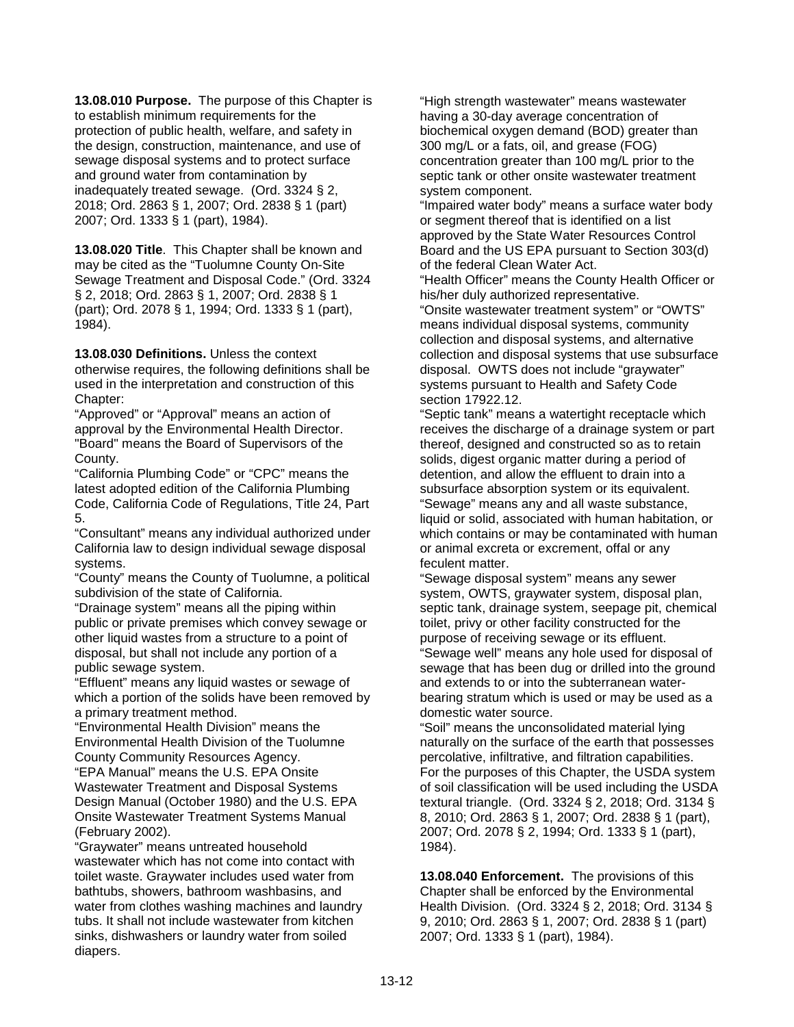**13.08.010 Purpose.** The purpose of this Chapter is to establish minimum requirements for the protection of public health, welfare, and safety in the design, construction, maintenance, and use of sewage disposal systems and to protect surface and ground water from contamination by inadequately treated sewage. (Ord. 3324 § 2, 2018; Ord. 2863 § 1, 2007; Ord. 2838 § 1 (part) 2007; Ord. 1333 § 1 (part), 1984).

**13.08.020 Title**. This Chapter shall be known and may be cited as the "Tuolumne County On-Site Sewage Treatment and Disposal Code." (Ord. 3324 § 2, 2018; Ord. 2863 § 1, 2007; Ord. 2838 § 1 (part); Ord. 2078 § 1, 1994; Ord. 1333 § 1 (part), 1984).

**13.08.030 Definitions.** Unless the context otherwise requires, the following definitions shall be used in the interpretation and construction of this Chapter:

"Approved" or "Approval" means an action of approval by the Environmental Health Director.

"Board" means the Board of Supervisors of the County.

"California Plumbing Code" or "CPC" means the latest adopted edition of the California Plumbing Code, California Code of Regulations, Title 24, Part 5.

"Consultant" means any individual authorized under California law to design individual sewage disposal systems.

"County" means the County of Tuolumne, a political subdivision of the state of California.

"Drainage system" means all the piping within public or private premises which convey sewage or other liquid wastes from a structure to a point of disposal, but shall not include any portion of a public sewage system.

"Effluent" means any liquid wastes or sewage of which a portion of the solids have been removed by a primary treatment method.

"Environmental Health Division" means the Environmental Health Division of the Tuolumne County Community Resources Agency.

"EPA Manual" means the U.S. EPA Onsite Wastewater Treatment and Disposal Systems Design Manual (October 1980) and the U.S. EPA Onsite Wastewater Treatment Systems Manual (February 2002).

"Graywater" means untreated household wastewater which has not come into contact with toilet waste. Graywater includes used water from bathtubs, showers, bathroom washbasins, and water from clothes washing machines and laundry tubs. It shall not include wastewater from kitchen sinks, dishwashers or laundry water from soiled diapers.

"High strength wastewater" means wastewater having a 30-day average concentration of biochemical oxygen demand (BOD) greater than 300 mg/L or a fats, oil, and grease (FOG) concentration greater than 100 mg/L prior to the septic tank or other onsite wastewater treatment system component.

"Impaired water body" means a surface water body or segment thereof that is identified on a list approved by the State Water Resources Control Board and the US EPA pursuant to Section 303(d) of the federal Clean Water Act.

"Health Officer" means the County Health Officer or his/her duly authorized representative.

"Onsite wastewater treatment system" or "OWTS" means individual disposal systems, community collection and disposal systems, and alternative collection and disposal systems that use subsurface disposal. OWTS does not include "graywater" systems pursuant to Health and Safety Code section 17922.12.

"Septic tank" means a watertight receptacle which receives the discharge of a drainage system or part thereof, designed and constructed so as to retain solids, digest organic matter during a period of detention, and allow the effluent to drain into a subsurface absorption system or its equivalent.

"Sewage" means any and all waste substance, liquid or solid, associated with human habitation, or which contains or may be contaminated with human or animal excreta or excrement, offal or any feculent matter.

"Sewage disposal system" means any sewer system, OWTS, graywater system, disposal plan, septic tank, drainage system, seepage pit, chemical toilet, privy or other facility constructed for the purpose of receiving sewage or its effluent.

"Sewage well" means any hole used for disposal of sewage that has been dug or drilled into the ground and extends to or into the subterranean water-bearing stratum which is used or may be used as a domestic water source.

"Soil" means the unconsolidated material lying naturally on the surface of the earth that possesses percolative, infiltrative, and filtration capabilities. For the purposes of this Chapter, the USDA system of soil classification will be used including the USDA textural triangle. (Ord. 3324 § 2, 2018; Ord. 3134 § 8, 2010; Ord. 2863 § 1, 2007; Ord. 2838 § 1 (part), 2007; Ord. 2078 § 2, 1994; Ord. 1333 § 1 (part), 1984).

**13.08.040 Enforcement.** The provisions of this Chapter shall be enforced by the Environmental Health Division. (Ord. 3324 § 2, 2018; Ord. 3134 § 9, 2010; Ord. 2863 § 1, 2007; Ord. 2838 § 1 (part) 2007; Ord. 1333 § 1 (part), 1984).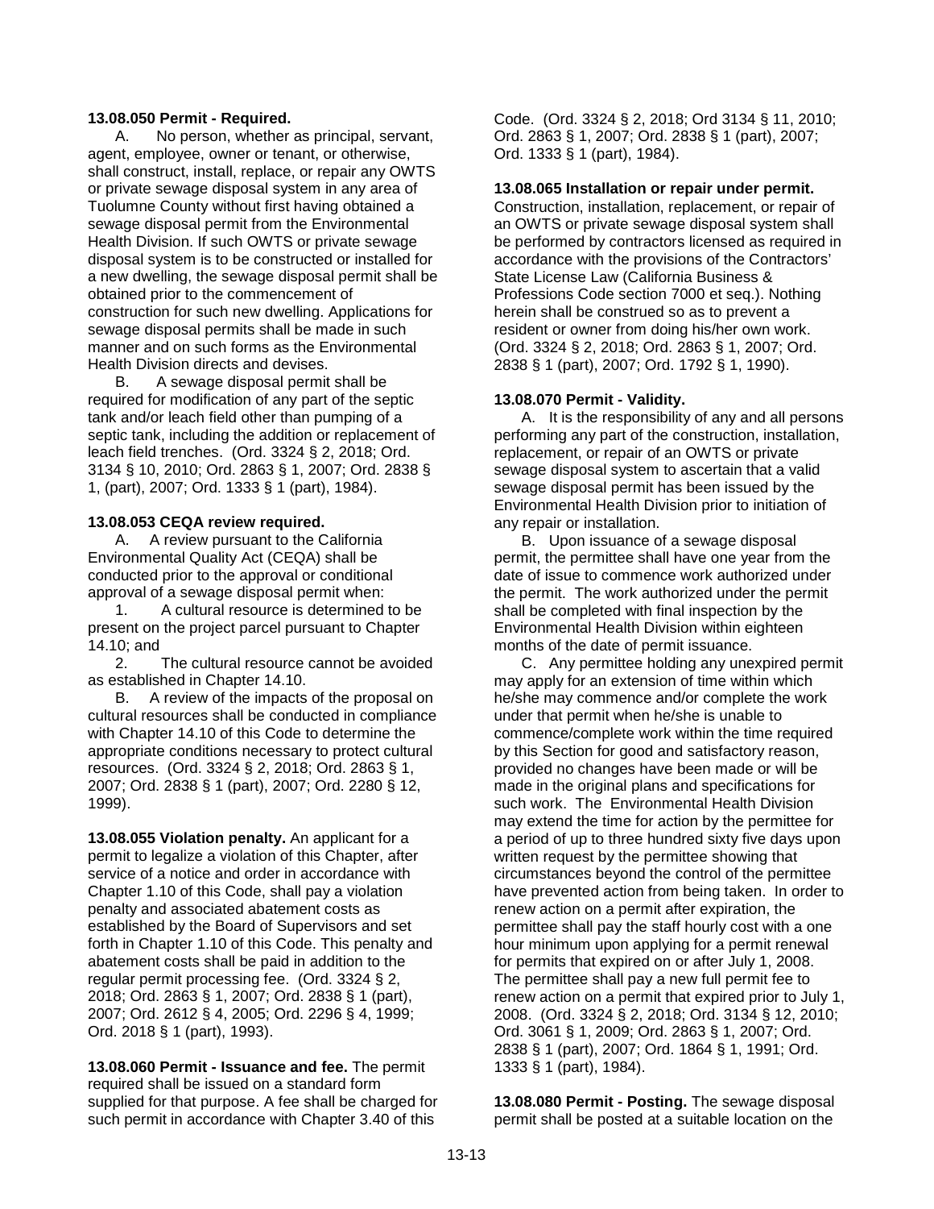**13.08.050 Permit - Required.**

A. No person, whether as principal, servant, agent, employee, owner or tenant, or otherwise, shall construct, install, replace, or repair any OWTS or private sewage disposal system in any area of Tuolumne County without first having obtained a sewage disposal permit from the Environmental Health Division. If such OWTS or private sewage disposal system is to be constructed or installed for a new dwelling, the sewage disposal permit shall be obtained prior to the commencement of construction for such new dwelling. Applications for sewage disposal permits shall be made in such manner and on such forms as the Environmental Health Division directs and devises.

B. A sewage disposal permit shall be required for modification of any part of the septic tank and/or leach field other than pumping of a septic tank, including the addition or replacement of leach field trenches. (Ord. 3324 § 2, 2018; Ord. 3134 § 10, 2010; Ord. 2863 § 1, 2007; Ord. 2838 § 1, (part), 2007; Ord. 1333 § 1 (part), 1984).

**13.08.053 CEQA review required.**

A. A review pursuant to the California Environmental Quality Act (CEQA) shall be conducted prior to the approval or conditional approval of a sewage disposal permit when:

1. A cultural resource is determined to be present on the project parcel pursuant to Chapter 14.10; and

2. The cultural resource cannot be avoided as established in Chapter 14.10.

B. A review of the impacts of the proposal on cultural resources shall be conducted in compliance with Chapter 14.10 of this Code to determine the appropriate conditions necessary to protect cultural resources. (Ord. 3324 § 2, 2018; Ord. 2863 § 1, 2007; Ord. 2838 § 1 (part), 2007; Ord. 2280 § 12, 1999).

**13.08.055 Violation penalty.** An applicant for a permit to legalize a violation of this Chapter, after service of a notice and order in accordance with Chapter 1.10 of this Code, shall pay a violation penalty and associated abatement costs as established by the Board of Supervisors and set forth in Chapter 1.10 of this Code. This penalty and abatement costs shall be paid in addition to the regular permit processing fee. (Ord. 3324 § 2, 2018; Ord. 2863 § 1, 2007; Ord. 2838 § 1 (part), 2007; Ord. 2612 § 4, 2005; Ord. 2296 § 4, 1999; Ord. 2018 § 1 (part), 1993).

**13.08.060 Permit - Issuance and fee.** The permit required shall be issued on a standard form supplied for that purpose. A fee shall be charged for such permit in accordance with Chapter 3.40 of this Code. (Ord. 3324 § 2, 2018; Ord 3134 § 11, 2010; Ord. 2863 § 1, 2007; Ord. 2838 § 1 (part), 2007; Ord. 1333 § 1 (part), 1984).

**13.08.065 Installation or repair under permit.** Construction, installation, replacement, or repair of an OWTS or private sewage disposal system shall be performed by contractors licensed as required in accordance with the provisions of the Contractors' State License Law (California Business & Professions Code section 7000 et seq.). Nothing herein shall be construed so as to prevent a resident or owner from doing his/her own work. (Ord. 3324 § 2, 2018; Ord. 2863 § 1, 2007; Ord. 2838 § 1 (part), 2007; Ord. 1792 § 1, 1990).

**13.08.070 Permit - Validity.**

A. It is the responsibility of any and all persons performing any part of the construction, installation, replacement, or repair of an OWTS or private sewage disposal system to ascertain that a valid sewage disposal permit has been issued by the Environmental Health Division prior to initiation of any repair or installation.

B. Upon issuance of a sewage disposal permit, the permittee shall have one year from the date of issue to commence work authorized under the permit. The work authorized under the permit shall be completed with final inspection by the Environmental Health Division within eighteen months of the date of permit issuance.

C. Any permittee holding any unexpired permit may apply for an extension of time within which he/she may commence and/or complete the work under that permit when he/she is unable to commence/complete work within the time required by this Section for good and satisfactory reason, provided no changes have been made or will be made in the original plans and specifications for such work. The Environmental Health Division may extend the time for action by the permittee for a period of up to three hundred sixty five days upon written request by the permittee showing that circumstances beyond the control of the permittee have prevented action from being taken. In order to renew action on a permit after expiration, the permittee shall pay the staff hourly cost with a one hour minimum upon applying for a permit renewal for permits that expired on or after July 1, 2008. The permittee shall pay a new full permit fee to renew action on a permit that expired prior to July 1, 2008. (Ord. 3324 § 2, 2018; Ord. 3134 § 12, 2010; Ord. 3061 § 1, 2009; Ord. 2863 § 1, 2007; Ord. 2838 § 1 (part), 2007; Ord. 1864 § 1, 1991; Ord. 1333 § 1 (part), 1984).

**13.08.080 Permit - Posting.** The sewage disposal permit shall be posted at a suitable location on the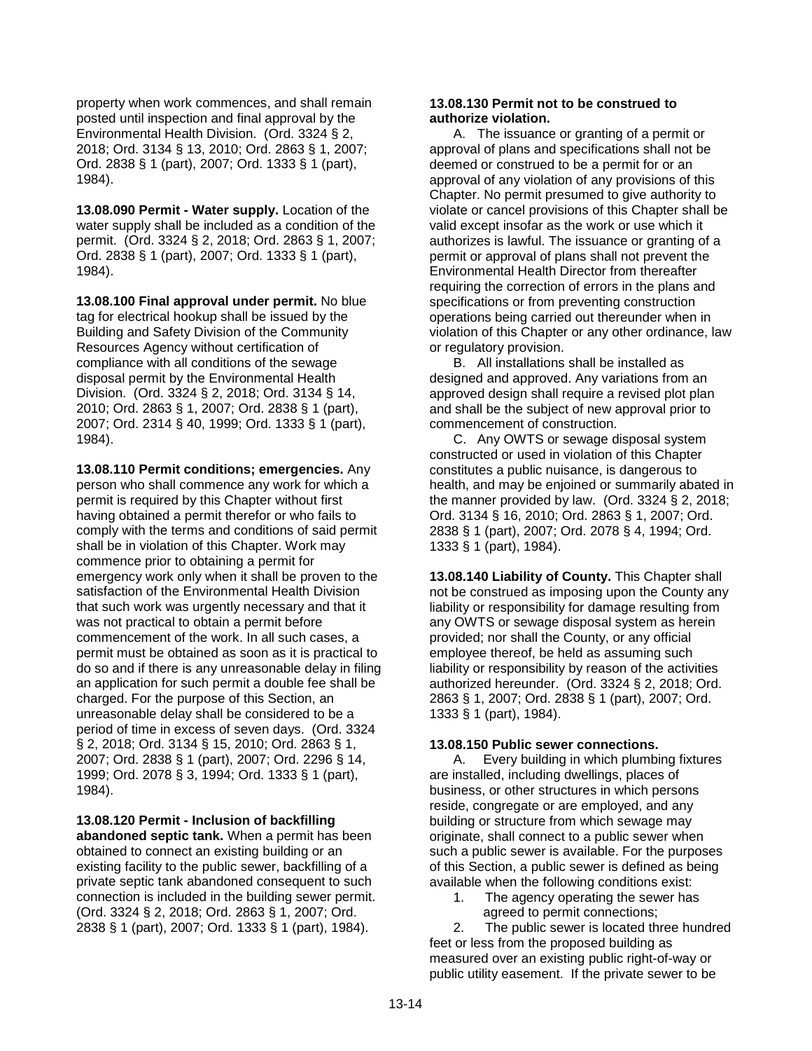property when work commences, and shall remain posted until inspection and final approval by the Environmental Health Division. (Ord. 3324 § 2, 2018; Ord. 3134 § 13, 2010; Ord. 2863 § 1, 2007; Ord. 2838 § 1 (part), 2007; Ord. 1333 § 1 (part), 1984).

**13.08.090 Permit - Water supply.** Location of the water supply shall be included as a condition of the permit. (Ord. 3324 § 2, 2018; Ord. 2863 § 1, 2007; Ord. 2838 § 1 (part), 2007; Ord. 1333 § 1 (part), 1984).

**13.08.100 Final approval under permit.** No blue tag for electrical hookup shall be issued by the Building and Safety Division of the Community Resources Agency without certification of compliance with all conditions of the sewage disposal permit by the Environmental Health Division. (Ord. 3324 § 2, 2018; Ord. 3134 § 14, 2010; Ord. 2863 § 1, 2007; Ord. 2838 § 1 (part), 2007; Ord. 2314 § 40, 1999; Ord. 1333 § 1 (part), 1984).

**13.08.110 Permit conditions; emergencies.** Any person who shall commence any work for which a permit is required by this Chapter without first having obtained a permit therefor or who fails to comply with the terms and conditions of said permit shall be in violation of this Chapter. Work may commence prior to obtaining a permit for emergency work only when it shall be proven to the satisfaction of the Environmental Health Division that such work was urgently necessary and that it was not practical to obtain a permit before commencement of the work. In all such cases, a permit must be obtained as soon as it is practical to do so and if there is any unreasonable delay in filing an application for such permit a double fee shall be charged. For the purpose of this Section, an unreasonable delay shall be considered to be a period of time in excess of seven days. (Ord. 3324 § 2, 2018; Ord. 3134 § 15, 2010; Ord. 2863 § 1, 2007; Ord. 2838 § 1 (part), 2007; Ord. 2296 § 14, 1999; Ord. 2078 § 3, 1994; Ord. 1333 § 1 (part), 1984).

**13.08.120 Permit - Inclusion of backfilling abandoned septic tank.** When a permit has been obtained to connect an existing building or an existing facility to the public sewer, backfilling of a private septic tank abandoned consequent to such connection is included in the building sewer permit. (Ord. 3324 § 2, 2018; Ord. 2863 § 1, 2007; Ord. 2838 § 1 (part), 2007; Ord. 1333 § 1 (part), 1984).

**13.08.130 Permit not to be construed to authorize violation.**

A. The issuance or granting of a permit or approval of plans and specifications shall not be deemed or construed to be a permit for or an approval of any violation of any provisions of this Chapter. No permit presumed to give authority to violate or cancel provisions of this Chapter shall be valid except insofar as the work or use which it authorizes is lawful. The issuance or granting of a permit or approval of plans shall not prevent the Environmental Health Director from thereafter requiring the correction of errors in the plans and specifications or from preventing construction operations being carried out thereunder when in violation of this Chapter or any other ordinance, law or regulatory provision.

B. All installations shall be installed as designed and approved. Any variations from an approved design shall require a revised plot plan and shall be the subject of new approval prior to commencement of construction.

C. Any OWTS or sewage disposal system constructed or used in violation of this Chapter constitutes a public nuisance, is dangerous to health, and may be enjoined or summarily abated in the manner provided by law. (Ord. 3324 § 2, 2018; Ord. 3134 § 16, 2010; Ord. 2863 § 1, 2007; Ord. 2838 § 1 (part), 2007; Ord. 2078 § 4, 1994; Ord. 1333 § 1 (part), 1984).

**13.08.140 Liability of County.** This Chapter shall not be construed as imposing upon the County any liability or responsibility for damage resulting from any OWTS or sewage disposal system as herein provided; nor shall the County, or any official employee thereof, be held as assuming such liability or responsibility by reason of the activities authorized hereunder. (Ord. 3324 § 2, 2018; Ord. 2863 § 1, 2007; Ord. 2838 § 1 (part), 2007; Ord. 1333 § 1 (part), 1984).

**13.08.150 Public sewer connections.**

A. Every building in which plumbing fixtures are installed, including dwellings, places of business, or other structures in which persons reside, congregate or are employed, and any building or structure from which sewage may originate, shall connect to a public sewer when such a public sewer is available. For the purposes of this Section, a public sewer is defined as being available when the following conditions exist:

1. The agency operating the sewer has agreed to permit connections;
2. The public sewer is located three hundred feet or less from the proposed building as measured over an existing public right-of-way or public utility easement. If the private sewer to be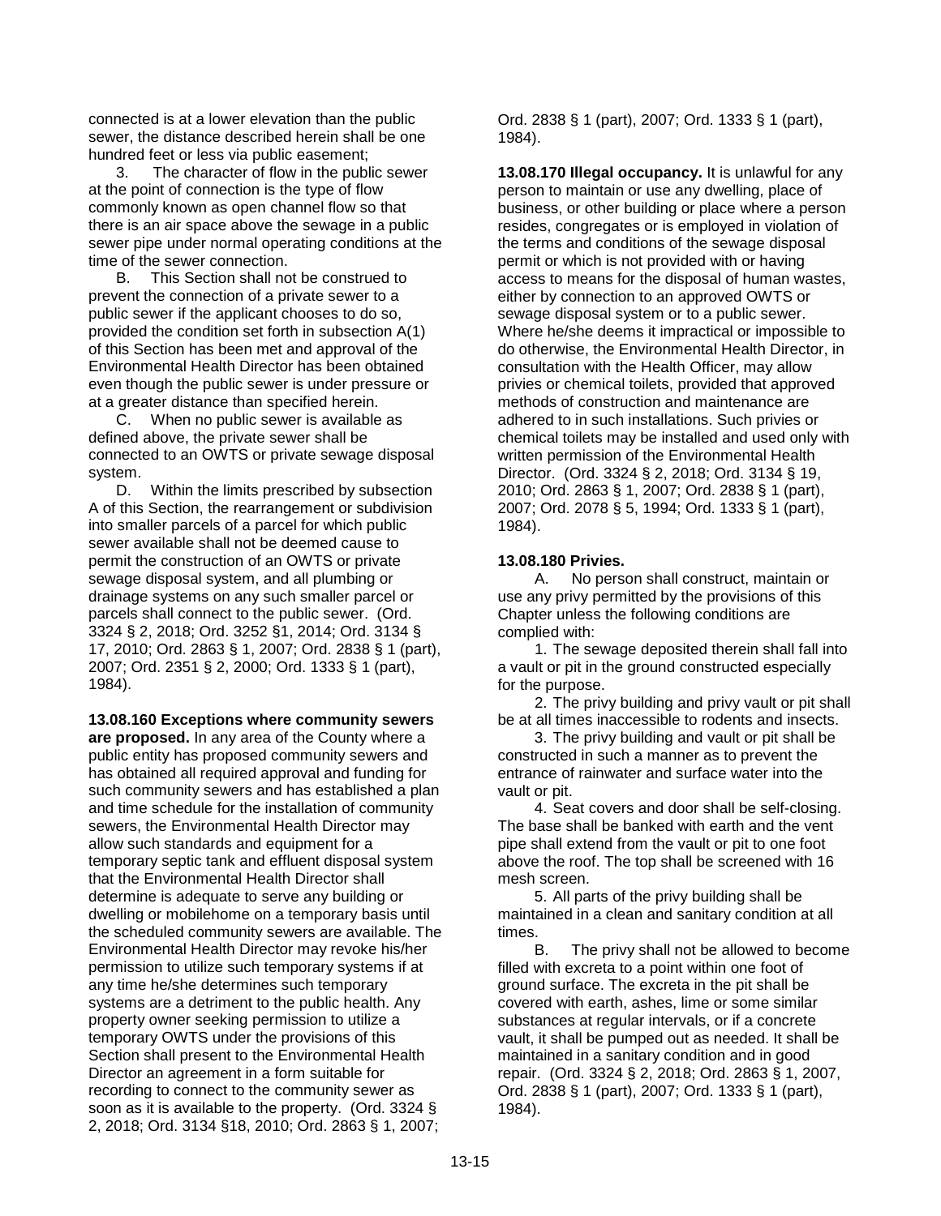connected is at a lower elevation than the public sewer, the distance described herein shall be one hundred feet or less via public easement;

3. The character of flow in the public sewer at the point of connection is the type of flow commonly known as open channel flow so that there is an air space above the sewage in a public sewer pipe under normal operating conditions at the time of the sewer connection.

B. This Section shall not be construed to prevent the connection of a private sewer to a public sewer if the applicant chooses to do so, provided the condition set forth in subsection A(1) of this Section has been met and approval of the Environmental Health Director has been obtained even though the public sewer is under pressure or at a greater distance than specified herein.

C. When no public sewer is available as defined above, the private sewer shall be connected to an OWTS or private sewage disposal system.

D. Within the limits prescribed by subsection A of this Section, the rearrangement or subdivision into smaller parcels of a parcel for which public sewer available shall not be deemed cause to permit the construction of an OWTS or private sewage disposal system, and all plumbing or drainage systems on any such smaller parcel or parcels shall connect to the public sewer. (Ord. 3324 § 2, 2018; Ord. 3252 §1, 2014; Ord. 3134 § 17, 2010; Ord. 2863 § 1, 2007; Ord. 2838 § 1 (part), 2007; Ord. 2351 § 2, 2000; Ord. 1333 § 1 (part), 1984).

**13.08.160 Exceptions where community sewers are proposed.** In any area of the County where a public entity has proposed community sewers and has obtained all required approval and funding for such community sewers and has established a plan and time schedule for the installation of community sewers, the Environmental Health Director may allow such standards and equipment for a temporary septic tank and effluent disposal system that the Environmental Health Director shall determine is adequate to serve any building or dwelling or mobilehome on a temporary basis until the scheduled community sewers are available. The Environmental Health Director may revoke his/her permission to utilize such temporary systems if at any time he/she determines such temporary systems are a detriment to the public health. Any property owner seeking permission to utilize a temporary OWTS under the provisions of this Section shall present to the Environmental Health Director an agreement in a form suitable for recording to connect to the community sewer as soon as it is available to the property. (Ord. 3324 § 2, 2018; Ord. 3134 §18, 2010; Ord. 2863 § 1, 2007; Ord. 2838 § 1 (part), 2007; Ord. 1333 § 1 (part), 1984).

**13.08.170 Illegal occupancy.** It is unlawful for any person to maintain or use any dwelling, place of business, or other building or place where a person resides, congregates or is employed in violation of the terms and conditions of the sewage disposal permit or which is not provided with or having access to means for the disposal of human wastes, either by connection to an approved OWTS or sewage disposal system or to a public sewer. Where he/she deems it impractical or impossible to do otherwise, the Environmental Health Director, in consultation with the Health Officer, may allow privies or chemical toilets, provided that approved methods of construction and maintenance are adhered to in such installations. Such privies or chemical toilets may be installed and used only with written permission of the Environmental Health Director. (Ord. 3324 § 2, 2018; Ord. 3134 § 19, 2010; Ord. 2863 § 1, 2007; Ord. 2838 § 1 (part), 2007; Ord. 2078 § 5, 1994; Ord. 1333 § 1 (part), 1984).

**13.08.180 Privies.**

A. No person shall construct, maintain or use any privy permitted by the provisions of this Chapter unless the following conditions are complied with:

1. The sewage deposited therein shall fall into a vault or pit in the ground constructed especially for the purpose.

2. The privy building and privy vault or pit shall be at all times inaccessible to rodents and insects.

3. The privy building and vault or pit shall be constructed in such a manner as to prevent the entrance of rainwater and surface water into the vault or pit.

4. Seat covers and door shall be self-closing. The base shall be banked with earth and the vent pipe shall extend from the vault or pit to one foot above the roof. The top shall be screened with 16 mesh screen.

5. All parts of the privy building shall be maintained in a clean and sanitary condition at all times.

B. The privy shall not be allowed to become filled with excreta to a point within one foot of ground surface. The excreta in the pit shall be covered with earth, ashes, lime or some similar substances at regular intervals, or if a concrete vault, it shall be pumped out as needed. It shall be maintained in a sanitary condition and in good repair. (Ord. 3324 § 2, 2018; Ord. 2863 § 1, 2007, Ord. 2838 § 1 (part), 2007; Ord. 1333 § 1 (part), 1984).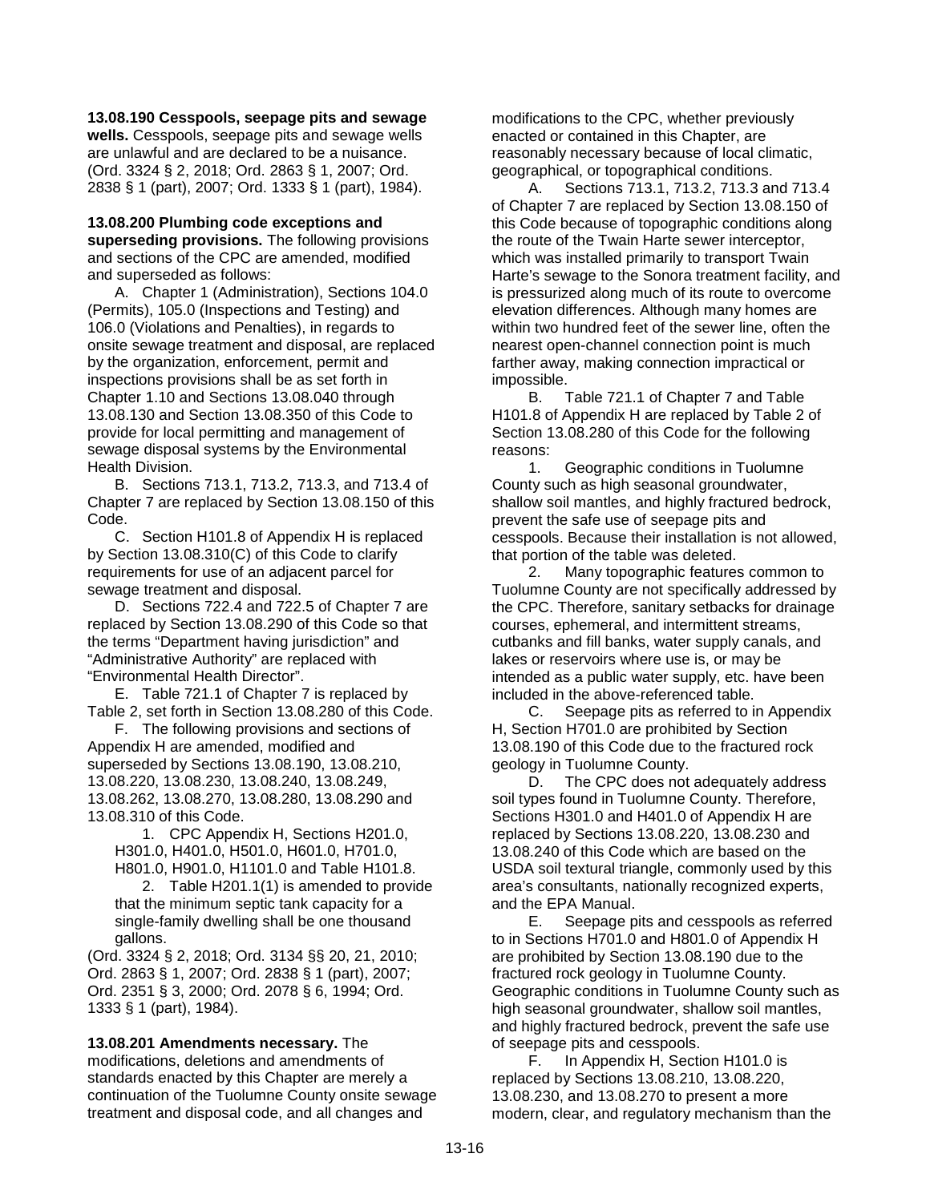**13.08.190 Cesspools, seepage pits and sewage wells.** Cesspools, seepage pits and sewage wells are unlawful and are declared to be a nuisance. (Ord. 3324 § 2, 2018; Ord. 2863 § 1, 2007; Ord. 2838 § 1 (part), 2007; Ord. 1333 § 1 (part), 1984).

**13.08.200 Plumbing code exceptions and superseding provisions.** The following provisions and sections of the CPC are amended, modified and superseded as follows:

A. Chapter 1 (Administration), Sections 104.0 (Permits), 105.0 (Inspections and Testing) and 106.0 (Violations and Penalties), in regards to onsite sewage treatment and disposal, are replaced by the organization, enforcement, permit and inspections provisions shall be as set forth in Chapter 1.10 and Sections 13.08.040 through 13.08.130 and Section 13.08.350 of this Code to provide for local permitting and management of sewage disposal systems by the Environmental Health Division.

B. Sections 713.1, 713.2, 713.3, and 713.4 of Chapter 7 are replaced by Section 13.08.150 of this Code.

C. Section H101.8 of Appendix H is replaced by Section 13.08.310(C) of this Code to clarify requirements for use of an adjacent parcel for sewage treatment and disposal.

D. Sections 722.4 and 722.5 of Chapter 7 are replaced by Section 13.08.290 of this Code so that the terms "Department having jurisdiction" and "Administrative Authority" are replaced with "Environmental Health Director".

E. Table 721.1 of Chapter 7 is replaced by Table 2, set forth in Section 13.08.280 of this Code.

F. The following provisions and sections of Appendix H are amended, modified and superseded by Sections 13.08.190, 13.08.210, 13.08.220, 13.08.230, 13.08.240, 13.08.249, 13.08.262, 13.08.270, 13.08.280, 13.08.290 and 13.08.310 of this Code.

1. CPC Appendix H, Sections H201.0, H301.0, H401.0, H501.0, H601.0, H701.0, H801.0, H901.0, H1101.0 and Table H101.8.

2. Table H201.1(1) is amended to provide that the minimum septic tank capacity for a single-family dwelling shall be one thousand gallons.

(Ord. 3324 § 2, 2018; Ord. 3134 §§ 20, 21, 2010; Ord. 2863 § 1, 2007; Ord. 2838 § 1 (part), 2007; Ord. 2351 § 3, 2000; Ord. 2078 § 6, 1994; Ord. 1333 § 1 (part), 1984).

**13.08.201 Amendments necessary.** The modifications, deletions and amendments of standards enacted by this Chapter are merely a continuation of the Tuolumne County onsite sewage treatment and disposal code, and all changes and modifications to the CPC, whether previously enacted or contained in this Chapter, are reasonably necessary because of local climatic, geographical, or topographical conditions.

A. Sections 713.1, 713.2, 713.3 and 713.4 of Chapter 7 are replaced by Section 13.08.150 of this Code because of topographic conditions along the route of the Twain Harte sewer interceptor, which was installed primarily to transport Twain Harte's sewage to the Sonora treatment facility, and is pressurized along much of its route to overcome elevation differences. Although many homes are within two hundred feet of the sewer line, often the nearest open-channel connection point is much farther away, making connection impractical or impossible.

B. Table 721.1 of Chapter 7 and Table H101.8 of Appendix H are replaced by Table 2 of Section 13.08.280 of this Code for the following reasons:

1. Geographic conditions in Tuolumne County such as high seasonal groundwater, shallow soil mantles, and highly fractured bedrock, prevent the safe use of seepage pits and cesspools. Because their installation is not allowed, that portion of the table was deleted.

2. Many topographic features common to Tuolumne County are not specifically addressed by the CPC. Therefore, sanitary setbacks for drainage courses, ephemeral, and intermittent streams, cutbanks and fill banks, water supply canals, and lakes or reservoirs where use is, or may be intended as a public water supply, etc. have been included in the above-referenced table.

C. Seepage pits as referred to in Appendix H, Section H701.0 are prohibited by Section 13.08.190 of this Code due to the fractured rock geology in Tuolumne County.

D. The CPC does not adequately address soil types found in Tuolumne County. Therefore, Sections H301.0 and H401.0 of Appendix H are replaced by Sections 13.08.220, 13.08.230 and 13.08.240 of this Code which are based on the USDA soil textural triangle, commonly used by this area's consultants, nationally recognized experts, and the EPA Manual.

E. Seepage pits and cesspools as referred to in Sections H701.0 and H801.0 of Appendix H are prohibited by Section 13.08.190 due to the fractured rock geology in Tuolumne County. Geographic conditions in Tuolumne County such as high seasonal groundwater, shallow soil mantles, and highly fractured bedrock, prevent the safe use of seepage pits and cesspools.

F. In Appendix H, Section H101.0 is replaced by Sections 13.08.210, 13.08.220, 13.08.230, and 13.08.270 to present a more modern, clear, and regulatory mechanism than the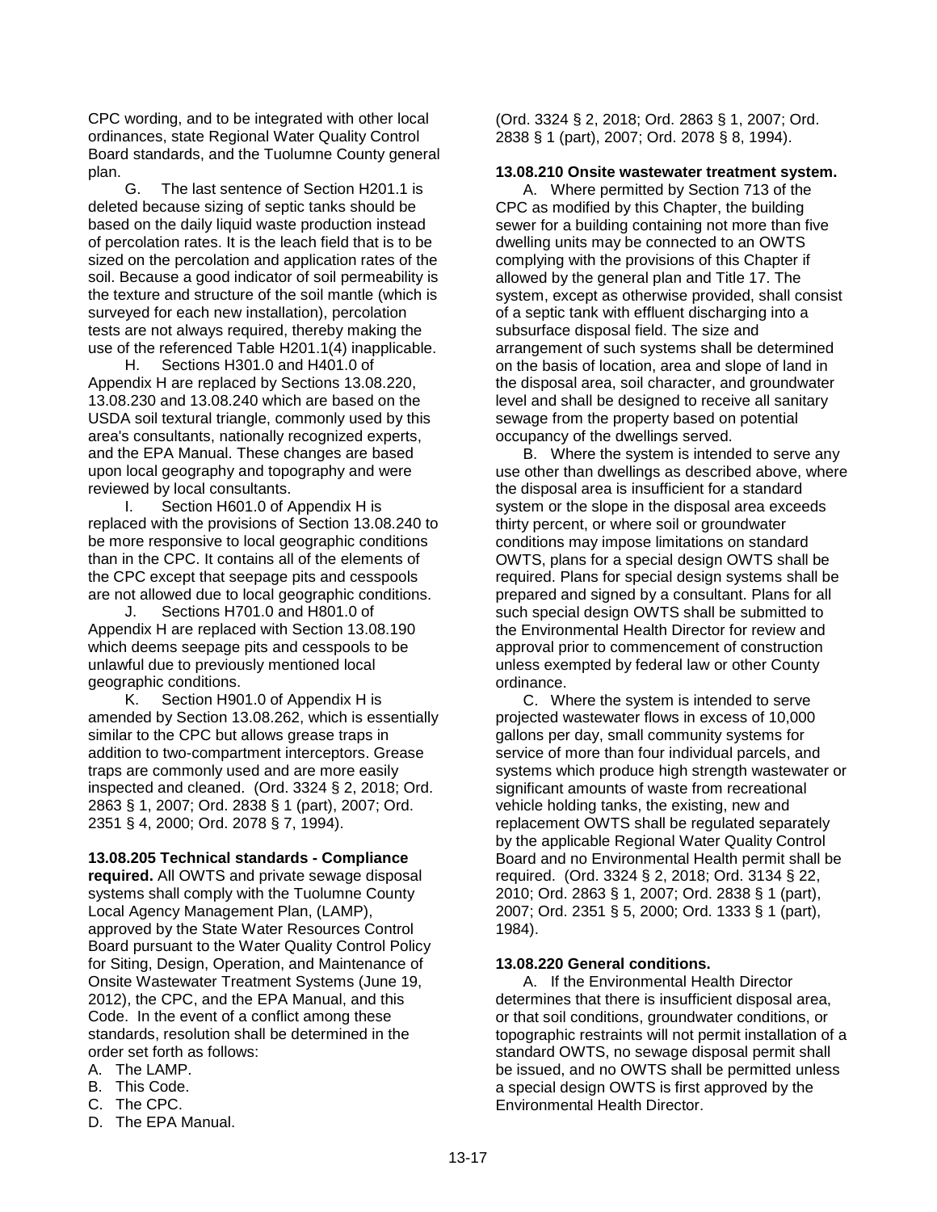CPC wording, and to be integrated with other local ordinances, state Regional Water Quality Control Board standards, and the Tuolumne County general plan.

G. The last sentence of Section H201.1 is deleted because sizing of septic tanks should be based on the daily liquid waste production instead of percolation rates. It is the leach field that is to be sized on the percolation and application rates of the soil. Because a good indicator of soil permeability is the texture and structure of the soil mantle (which is surveyed for each new installation), percolation tests are not always required, thereby making the use of the referenced Table H201.1(4) inapplicable.

H. Sections H301.0 and H401.0 of Appendix H are replaced by Sections 13.08.220, 13.08.230 and 13.08.240 which are based on the USDA soil textural triangle, commonly used by this area's consultants, nationally recognized experts, and the EPA Manual. These changes are based upon local geography and topography and were reviewed by local consultants.

I. Section H601.0 of Appendix H is replaced with the provisions of Section 13.08.240 to be more responsive to local geographic conditions than in the CPC. It contains all of the elements of the CPC except that seepage pits and cesspools are not allowed due to local geographic conditions.

J. Sections H701.0 and H801.0 of Appendix H are replaced with Section 13.08.190 which deems seepage pits and cesspools to be unlawful due to previously mentioned local geographic conditions.

K. Section H901.0 of Appendix H is amended by Section 13.08.262, which is essentially similar to the CPC but allows grease traps in addition to two-compartment interceptors. Grease traps are commonly used and are more easily inspected and cleaned. (Ord. 3324 § 2, 2018; Ord. 2863 § 1, 2007; Ord. 2838 § 1 (part), 2007; Ord. 2351 § 4, 2000; Ord. 2078 § 7, 1994).

**13.08.205 Technical standards - Compliance required.** All OWTS and private sewage disposal systems shall comply with the Tuolumne County Local Agency Management Plan, (LAMP), approved by the State Water Resources Control Board pursuant to the Water Quality Control Policy for Siting, Design, Operation, and Maintenance of Onsite Wastewater Treatment Systems (June 19, 2012), the CPC, and the EPA Manual, and this Code. In the event of a conflict among these standards, resolution shall be determined in the order set forth as follows:

A. The LAMP.
B. This Code.
C. The CPC.
D. The EPA Manual.

(Ord. 3324 § 2, 2018; Ord. 2863 § 1, 2007; Ord. 2838 § 1 (part), 2007; Ord. 2078 § 8, 1994).

**13.08.210 Onsite wastewater treatment system.**

A. Where permitted by Section 713 of the CPC as modified by this Chapter, the building sewer for a building containing not more than five dwelling units may be connected to an OWTS complying with the provisions of this Chapter if allowed by the general plan and Title 17. The system, except as otherwise provided, shall consist of a septic tank with effluent discharging into a subsurface disposal field. The size and arrangement of such systems shall be determined on the basis of location, area and slope of land in the disposal area, soil character, and groundwater level and shall be designed to receive all sanitary sewage from the property based on potential occupancy of the dwellings served.

B. Where the system is intended to serve any use other than dwellings as described above, where the disposal area is insufficient for a standard system or the slope in the disposal area exceeds thirty percent, or where soil or groundwater conditions may impose limitations on standard OWTS, plans for a special design OWTS shall be required. Plans for special design systems shall be prepared and signed by a consultant. Plans for all such special design OWTS shall be submitted to the Environmental Health Director for review and approval prior to commencement of construction unless exempted by federal law or other County ordinance.

C. Where the system is intended to serve projected wastewater flows in excess of 10,000 gallons per day, small community systems for service of more than four individual parcels, and systems which produce high strength wastewater or significant amounts of waste from recreational vehicle holding tanks, the existing, new and replacement OWTS shall be regulated separately by the applicable Regional Water Quality Control Board and no Environmental Health permit shall be required. (Ord. 3324 § 2, 2018; Ord. 3134 § 22, 2010; Ord. 2863 § 1, 2007; Ord. 2838 § 1 (part), 2007; Ord. 2351 § 5, 2000; Ord. 1333 § 1 (part), 1984).

**13.08.220 General conditions.**

A. If the Environmental Health Director determines that there is insufficient disposal area, or that soil conditions, groundwater conditions, or topographic restraints will not permit installation of a standard OWTS, no sewage disposal permit shall be issued, and no OWTS shall be permitted unless a special design OWTS is first approved by the Environmental Health Director.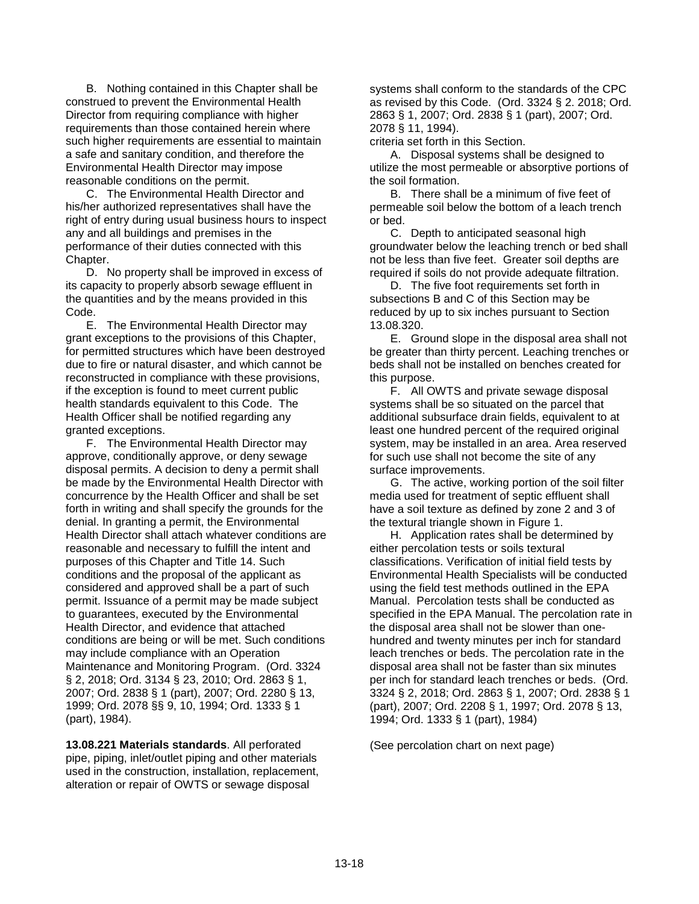B. Nothing contained in this Chapter shall be construed to prevent the Environmental Health Director from requiring compliance with higher requirements than those contained herein where such higher requirements are essential to maintain a safe and sanitary condition, and therefore the Environmental Health Director may impose reasonable conditions on the permit.

C. The Environmental Health Director and his/her authorized representatives shall have the right of entry during usual business hours to inspect any and all buildings and premises in the performance of their duties connected with this Chapter.

D. No property shall be improved in excess of its capacity to properly absorb sewage effluent in the quantities and by the means provided in this Code.

E. The Environmental Health Director may grant exceptions to the provisions of this Chapter, for permitted structures which have been destroyed due to fire or natural disaster, and which cannot be reconstructed in compliance with these provisions, if the exception is found to meet current public health standards equivalent to this Code. The Health Officer shall be notified regarding any granted exceptions.

F. The Environmental Health Director may approve, conditionally approve, or deny sewage disposal permits. A decision to deny a permit shall be made by the Environmental Health Director with concurrence by the Health Officer and shall be set forth in writing and shall specify the grounds for the denial. In granting a permit, the Environmental Health Director shall attach whatever conditions are reasonable and necessary to fulfill the intent and purposes of this Chapter and Title 14. Such conditions and the proposal of the applicant as considered and approved shall be a part of such permit. Issuance of a permit may be made subject to guarantees, executed by the Environmental Health Director, and evidence that attached conditions are being or will be met. Such conditions may include compliance with an Operation Maintenance and Monitoring Program. (Ord. 3324 § 2, 2018; Ord. 3134 § 23, 2010; Ord. 2863 § 1, 2007; Ord. 2838 § 1 (part), 2007; Ord. 2280 § 13, 1999; Ord. 2078 §§ 9, 10, 1994; Ord. 1333 § 1 (part), 1984).

**13.08.221 Materials standards**. All perforated pipe, piping, inlet/outlet piping and other materials used in the construction, installation, replacement, alteration or repair of OWTS or sewage disposal systems shall conform to the standards of the CPC as revised by this Code. (Ord. 3324 § 2. 2018; Ord. 2863 § 1, 2007; Ord. 2838 § 1 (part), 2007; Ord. 2078 § 11, 1994).

criteria set forth in this Section.

A. Disposal systems shall be designed to utilize the most permeable or absorptive portions of the soil formation.

B. There shall be a minimum of five feet of permeable soil below the bottom of a leach trench or bed.

C. Depth to anticipated seasonal high groundwater below the leaching trench or bed shall not be less than five feet. Greater soil depths are required if soils do not provide adequate filtration.

D. The five foot requirements set forth in subsections B and C of this Section may be reduced by up to six inches pursuant to Section 13.08.320.

E. Ground slope in the disposal area shall not be greater than thirty percent. Leaching trenches or beds shall not be installed on benches created for this purpose.

F. All OWTS and private sewage disposal systems shall be so situated on the parcel that additional subsurface drain fields, equivalent to at least one hundred percent of the required original system, may be installed in an area. Area reserved for such use shall not become the site of any surface improvements.

G. The active, working portion of the soil filter media used for treatment of septic effluent shall have a soil texture as defined by zone 2 and 3 of the textural triangle shown in Figure 1.

H. Application rates shall be determined by either percolation tests or soils textural classifications. Verification of initial field tests by Environmental Health Specialists will be conducted using the field test methods outlined in the EPA Manual. Percolation tests shall be conducted as specified in the EPA Manual. The percolation rate in the disposal area shall not be slower than one-hundred and twenty minutes per inch for standard leach trenches or beds. The percolation rate in the disposal area shall not be faster than six minutes per inch for standard leach trenches or beds. (Ord. 3324 § 2, 2018; Ord. 2863 § 1, 2007; Ord. 2838 § 1 (part), 2007; Ord. 2208 § 1, 1997; Ord. 2078 § 13, 1994; Ord. 1333 § 1 (part), 1984)

(See percolation chart on next page)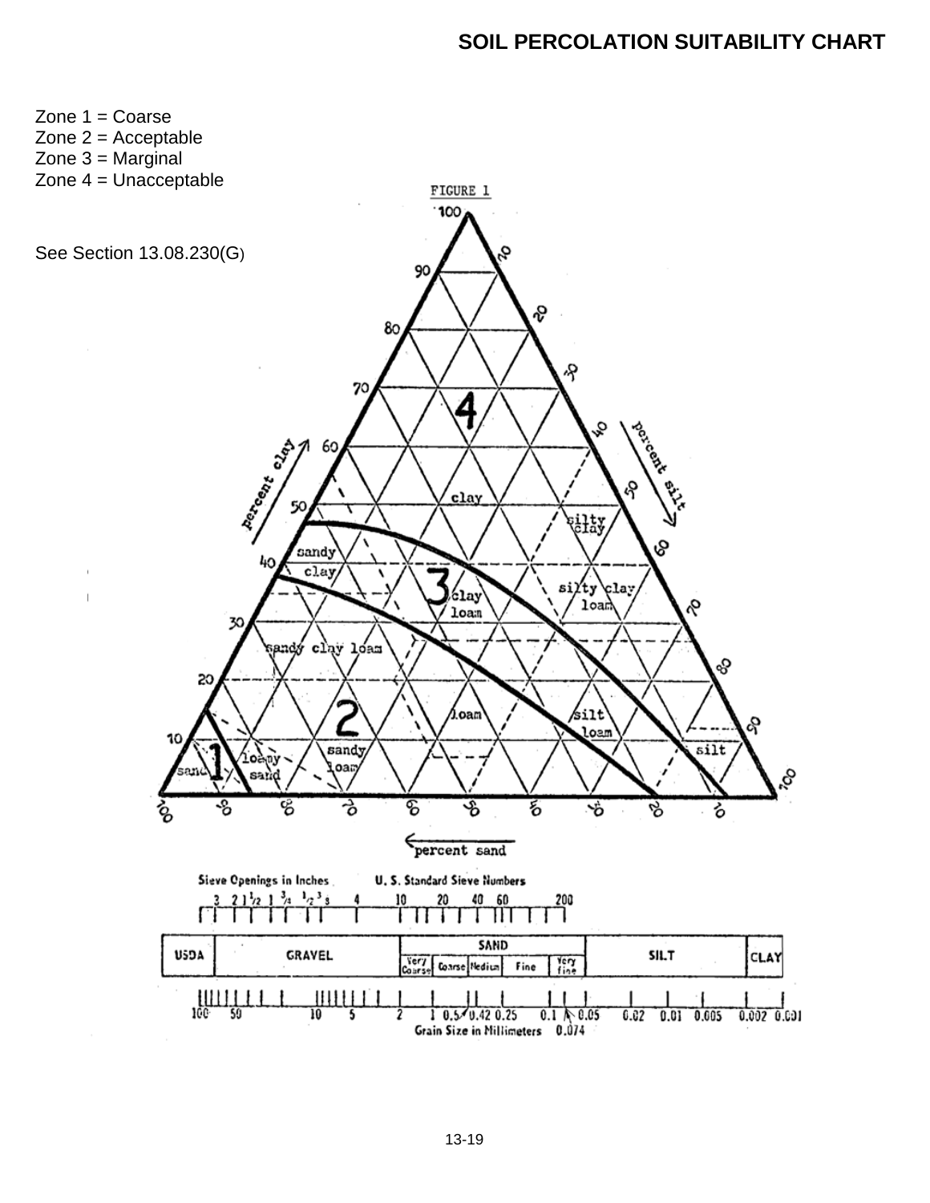# SOIL PERCOLATION SUITABILITY CHART

Zone 1 = Coarse
Zone 2 = Acceptable
Zone 3 = Marginal
Zone 4 = Unacceptable

See Section 13.08.230(G)

FIGURE 1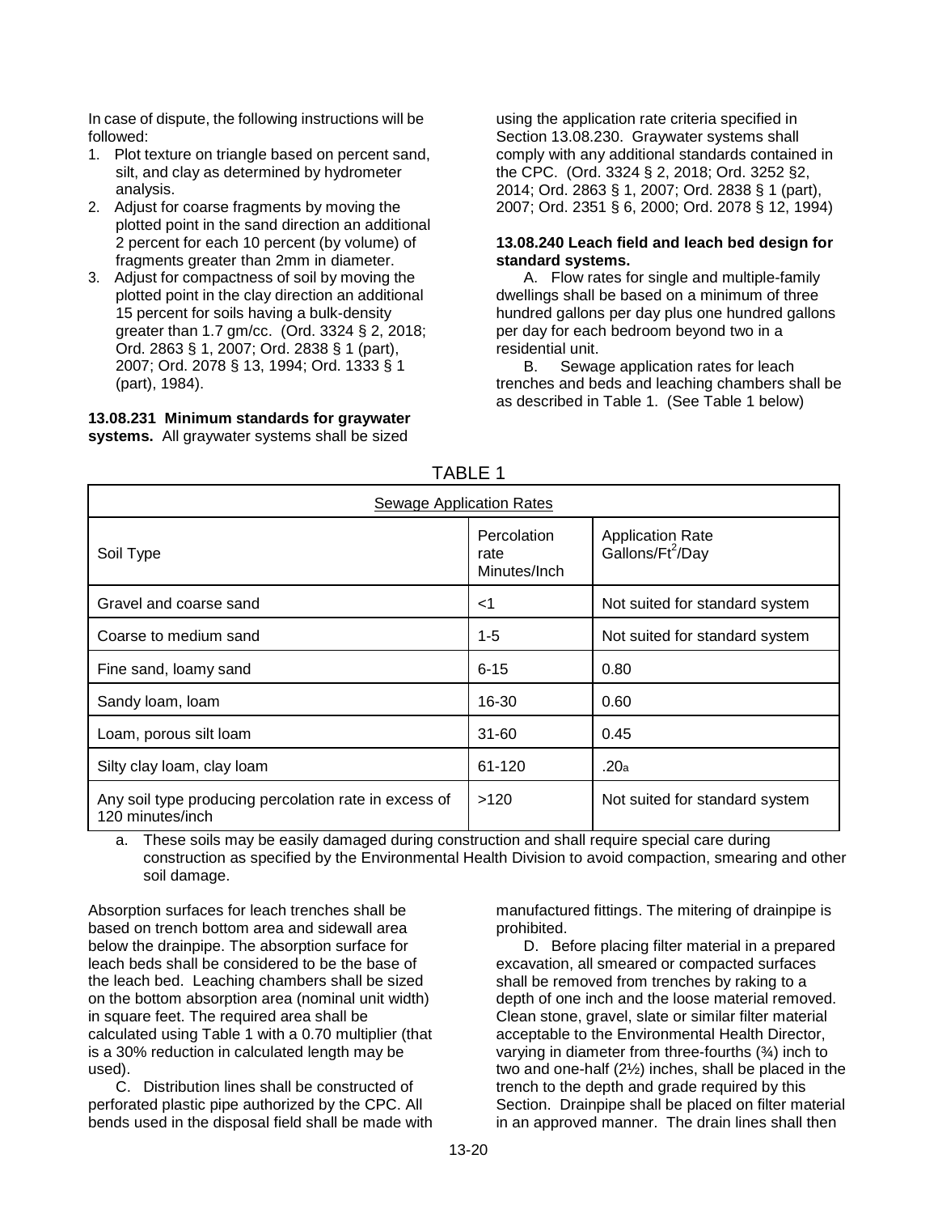In case of dispute, the following instructions will be followed:

1. Plot texture on triangle based on percent sand, silt, and clay as determined by hydrometer analysis.
2. Adjust for coarse fragments by moving the plotted point in the sand direction an additional 2 percent for each 10 percent (by volume) of fragments greater than 2mm in diameter.
3. Adjust for compactness of soil by moving the plotted point in the clay direction an additional 15 percent for soils having a bulk-density greater than 1.7 gm/cc. (Ord. 3324 § 2, 2018; Ord. 2863 § 1, 2007; Ord. 2838 § 1 (part), 2007; Ord. 2078 § 13, 1994; Ord. 1333 § 1 (part), 1984).

**13.08.231 Minimum standards for graywater systems.** All graywater systems shall be sized using the application rate criteria specified in Section 13.08.230. Graywater systems shall comply with any additional standards contained in the CPC. (Ord. 3324 § 2, 2018; Ord. 3252 §2, 2014; Ord. 2863 § 1, 2007; Ord. 2838 § 1 (part), 2007; Ord. 2351 § 6, 2000; Ord. 2078 § 12, 1994)

**13.08.240 Leach field and leach bed design for standard systems.**

A. Flow rates for single and multiple-family dwellings shall be based on a minimum of three hundred gallons per day plus one hundred gallons per day for each bedroom beyond two in a residential unit.

B. Sewage application rates for leach trenches and beds and leaching chambers shall be as described in Table 1. (See Table 1 below)

TABLE 1

| Sewage Application Rates | | |
|---|---|---|
| Soil Type | Percolation rate Minutes/Inch | Application Rate Gallons/Ft$^2$/Day |
| Gravel and coarse sand | <1 | Not suited for standard system |
| Coarse to medium sand | 1-5 | Not suited for standard system |
| Fine sand, loamy sand | 6-15 | 0.80 |
| Sandy loam, loam | 16-30 | 0.60 |
| Loam, porous silt loam | 31-60 | 0.45 |
| Silty clay loam, clay loam | 61-120 | .20[a] |
| Any soil type producing percolation rate in excess of 120 minutes/inch | >120 | Not suited for standard system |

a. These soils may be easily damaged during construction and shall require special care during construction as specified by the Environmental Health Division to avoid compaction, smearing and other soil damage.

Absorption surfaces for leach trenches shall be based on trench bottom area and sidewall area below the drainpipe. The absorption surface for leach beds shall be considered to be the base of the leach bed. Leaching chambers shall be sized on the bottom absorption area (nominal unit width) in square feet. The required area shall be calculated using Table 1 with a 0.70 multiplier (that is a 30% reduction in calculated length may be used).

C. Distribution lines shall be constructed of perforated plastic pipe authorized by the CPC. All bends used in the disposal field shall be made with manufactured fittings. The mitering of drainpipe is prohibited.

D. Before placing filter material in a prepared excavation, all smeared or compacted surfaces shall be removed from trenches by raking to a depth of one inch and the loose material removed. Clean stone, gravel, slate or similar filter material acceptable to the Environmental Health Director, varying in diameter from three-fourths (¾) inch to two and one-half (2½) inches, shall be placed in the trench to the depth and grade required by this Section. Drainpipe shall be placed on filter material in an approved manner. The drain lines shall then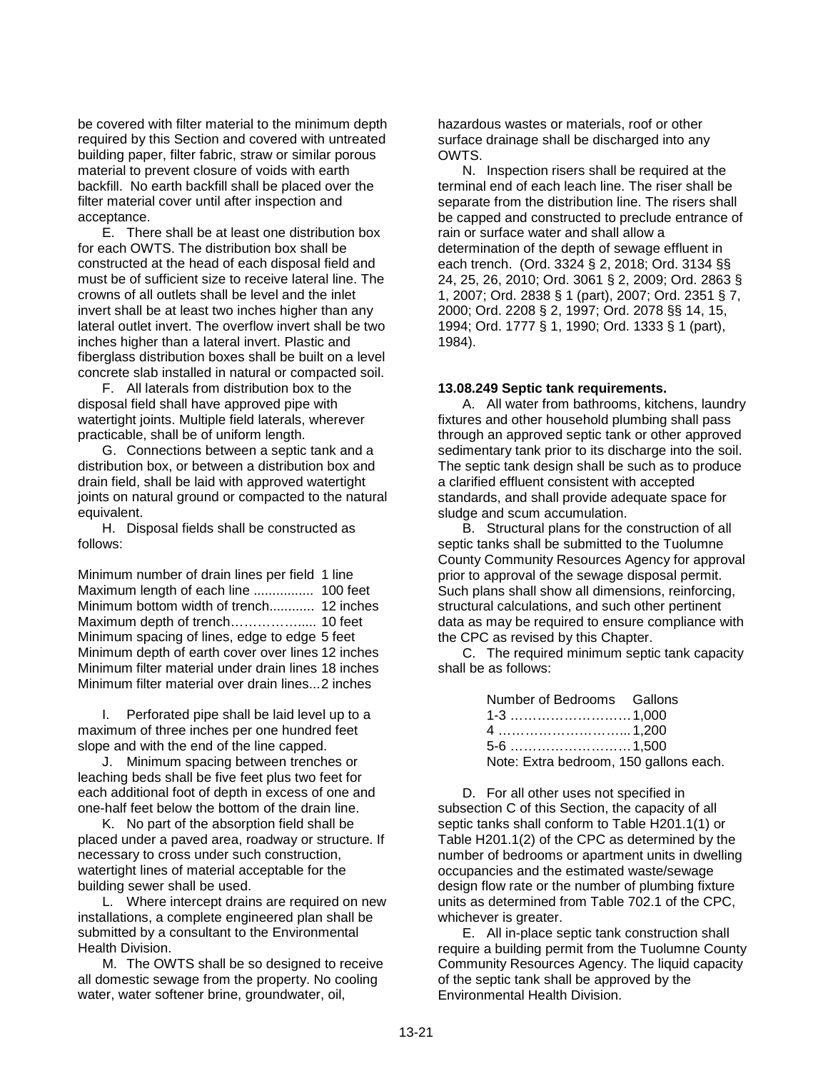be covered with filter material to the minimum depth required by this Section and covered with untreated building paper, filter fabric, straw or similar porous material to prevent closure of voids with earth backfill. No earth backfill shall be placed over the filter material cover until after inspection and acceptance.

E. There shall be at least one distribution box for each OWTS. The distribution box shall be constructed at the head of each disposal field and must be of sufficient size to receive lateral line. The crowns of all outlets shall be level and the inlet invert shall be at least two inches higher than any lateral outlet invert. The overflow invert shall be two inches higher than a lateral invert. Plastic and fiberglass distribution boxes shall be built on a level concrete slab installed in natural or compacted soil.

F. All laterals from distribution box to the disposal field shall have approved pipe with watertight joints. Multiple field laterals, wherever practicable, shall be of uniform length.

G. Connections between a septic tank and a distribution box, or between a distribution box and drain field, shall be laid with approved watertight joints on natural ground or compacted to the natural equivalent.

H. Disposal fields shall be constructed as follows:

| | |
|---|---|
| Minimum number of drain lines per field | 1 line |
| Maximum length of each line ................ | 100 feet |
| Minimum bottom width of trench............ | 12 inches |
| Maximum depth of trench……………..... | 10 feet |
| Minimum spacing of lines, edge to edge | 5 feet |
| Minimum depth of earth cover over lines | 12 inches |
| Minimum filter material under drain lines | 18 inches |
| Minimum filter material over drain lines... | 2 inches |

I. Perforated pipe shall be laid level up to a maximum of three inches per one hundred feet slope and with the end of the line capped.

J. Minimum spacing between trenches or leaching beds shall be five feet plus two feet for each additional foot of depth in excess of one and one-half feet below the bottom of the drain line.

K. No part of the absorption field shall be placed under a paved area, roadway or structure. If necessary to cross under such construction, watertight lines of material acceptable for the building sewer shall be used.

L. Where intercept drains are required on new installations, a complete engineered plan shall be submitted by a consultant to the Environmental Health Division.

M. The OWTS shall be so designed to receive all domestic sewage from the property. No cooling water, water softener brine, groundwater, oil, hazardous wastes or materials, roof or other surface drainage shall be discharged into any OWTS.

N. Inspection risers shall be required at the terminal end of each leach line. The riser shall be separate from the distribution line. The risers shall be capped and constructed to preclude entrance of rain or surface water and shall allow a determination of the depth of sewage effluent in each trench. (Ord. 3324 § 2, 2018; Ord. 3134 §§ 24, 25, 26, 2010; Ord. 3061 § 2, 2009; Ord. 2863 § 1, 2007; Ord. 2838 § 1 (part), 2007; Ord. 2351 § 7, 2000; Ord. 2208 § 2, 1997; Ord. 2078 §§ 14, 15, 1994; Ord. 1777 § 1, 1990; Ord. 1333 § 1 (part), 1984).

**13.08.249 Septic tank requirements.**

A. All water from bathrooms, kitchens, laundry fixtures and other household plumbing shall pass through an approved septic tank or other approved sedimentary tank prior to its discharge into the soil. The septic tank design shall be such as to produce a clarified effluent consistent with accepted standards, and shall provide adequate space for sludge and scum accumulation.

B. Structural plans for the construction of all septic tanks shall be submitted to the Tuolumne County Community Resources Agency for approval prior to approval of the sewage disposal permit. Such plans shall show all dimensions, reinforcing, structural calculations, and such other pertinent data as may be required to ensure compliance with the CPC as revised by this Chapter.

C. The required minimum septic tank capacity shall be as follows:

| Number of Bedrooms | Gallons |
|---|---|
| 1-3 ……………………… | 1,000 |
| 4 ……………………….. | 1,200 |
| 5-6 ……………………… | 1,500 |

Note: Extra bedroom, 150 gallons each.

D. For all other uses not specified in subsection C of this Section, the capacity of all septic tanks shall conform to Table H201.1(1) or Table H201.1(2) of the CPC as determined by the number of bedrooms or apartment units in dwelling occupancies and the estimated waste/sewage design flow rate or the number of plumbing fixture units as determined from Table 702.1 of the CPC, whichever is greater.

E. All in-place septic tank construction shall require a building permit from the Tuolumne County Community Resources Agency. The liquid capacity of the septic tank shall be approved by the Environmental Health Division.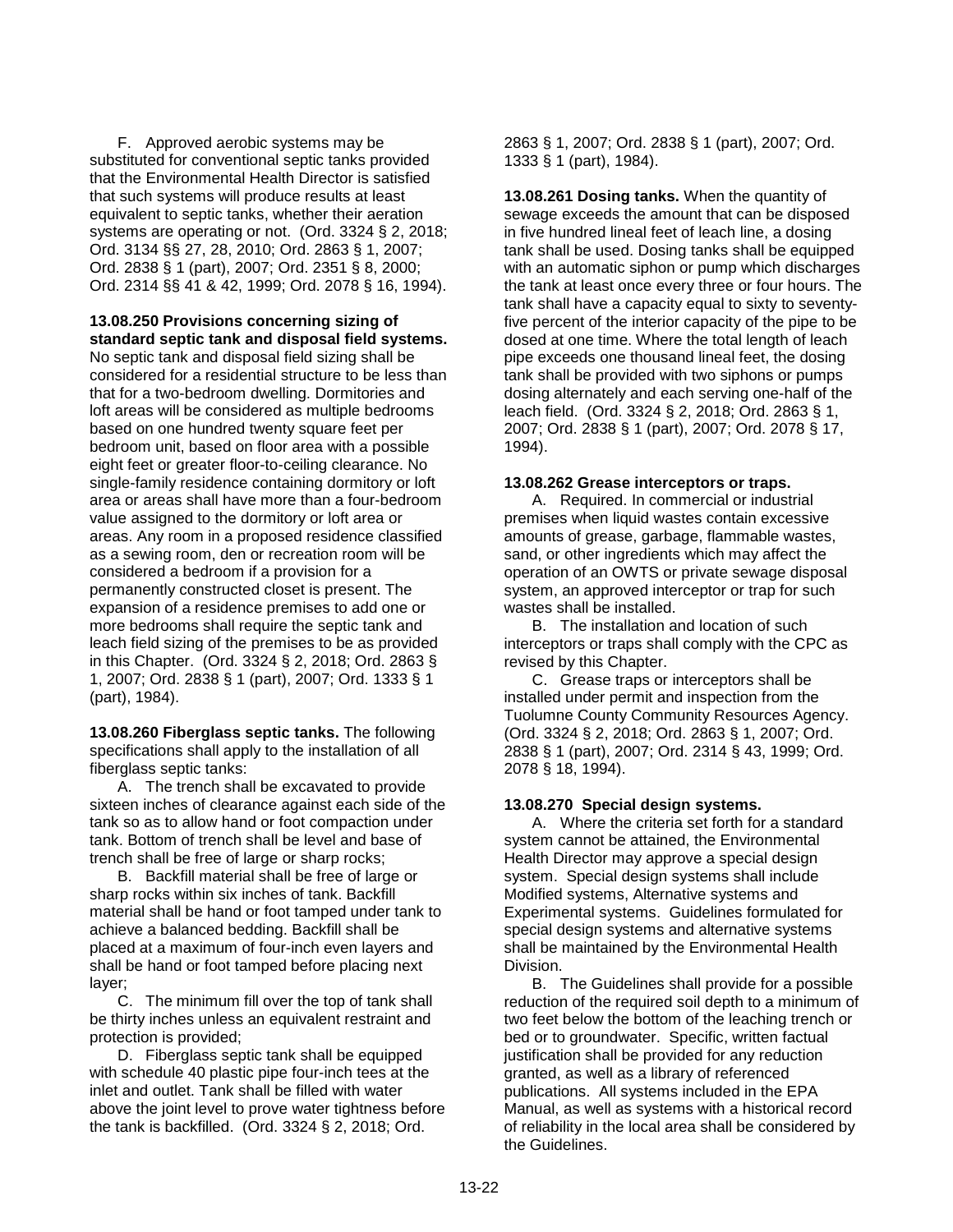F. Approved aerobic systems may be substituted for conventional septic tanks provided that the Environmental Health Director is satisfied that such systems will produce results at least equivalent to septic tanks, whether their aeration systems are operating or not. (Ord. 3324 § 2, 2018; Ord. 3134 §§ 27, 28, 2010; Ord. 2863 § 1, 2007; Ord. 2838 § 1 (part), 2007; Ord. 2351 § 8, 2000; Ord. 2314 §§ 41 & 42, 1999; Ord. 2078 § 16, 1994).

**13.08.250 Provisions concerning sizing of standard septic tank and disposal field systems.** No septic tank and disposal field sizing shall be considered for a residential structure to be less than that for a two-bedroom dwelling. Dormitories and loft areas will be considered as multiple bedrooms based on one hundred twenty square feet per bedroom unit, based on floor area with a possible eight feet or greater floor-to-ceiling clearance. No single-family residence containing dormitory or loft area or areas shall have more than a four-bedroom value assigned to the dormitory or loft area or areas. Any room in a proposed residence classified as a sewing room, den or recreation room will be considered a bedroom if a provision for a permanently constructed closet is present. The expansion of a residence premises to add one or more bedrooms shall require the septic tank and leach field sizing of the premises to be as provided in this Chapter. (Ord. 3324 § 2, 2018; Ord. 2863 § 1, 2007; Ord. 2838 § 1 (part), 2007; Ord. 1333 § 1 (part), 1984).

**13.08.260 Fiberglass septic tanks.** The following specifications shall apply to the installation of all fiberglass septic tanks:

A. The trench shall be excavated to provide sixteen inches of clearance against each side of the tank so as to allow hand or foot compaction under tank. Bottom of trench shall be level and base of trench shall be free of large or sharp rocks;

B. Backfill material shall be free of large or sharp rocks within six inches of tank. Backfill material shall be hand or foot tamped under tank to achieve a balanced bedding. Backfill shall be placed at a maximum of four-inch even layers and shall be hand or foot tamped before placing next layer;

C. The minimum fill over the top of tank shall be thirty inches unless an equivalent restraint and protection is provided;

D. Fiberglass septic tank shall be equipped with schedule 40 plastic pipe four-inch tees at the inlet and outlet. Tank shall be filled with water above the joint level to prove water tightness before the tank is backfilled. (Ord. 3324 § 2, 2018; Ord. 2863 § 1, 2007; Ord. 2838 § 1 (part), 2007; Ord. 1333 § 1 (part), 1984).

**13.08.261 Dosing tanks.** When the quantity of sewage exceeds the amount that can be disposed in five hundred lineal feet of leach line, a dosing tank shall be used. Dosing tanks shall be equipped with an automatic siphon or pump which discharges the tank at least once every three or four hours. The tank shall have a capacity equal to sixty to seventy-five percent of the interior capacity of the pipe to be dosed at one time. Where the total length of leach pipe exceeds one thousand lineal feet, the dosing tank shall be provided with two siphons or pumps dosing alternately and each serving one-half of the leach field. (Ord. 3324 § 2, 2018; Ord. 2863 § 1, 2007; Ord. 2838 § 1 (part), 2007; Ord. 2078 § 17, 1994).

**13.08.262 Grease interceptors or traps.**

A. Required. In commercial or industrial premises when liquid wastes contain excessive amounts of grease, garbage, flammable wastes, sand, or other ingredients which may affect the operation of an OWTS or private sewage disposal system, an approved interceptor or trap for such wastes shall be installed.

B. The installation and location of such interceptors or traps shall comply with the CPC as revised by this Chapter.

C. Grease traps or interceptors shall be installed under permit and inspection from the Tuolumne County Community Resources Agency. (Ord. 3324 § 2, 2018; Ord. 2863 § 1, 2007; Ord. 2838 § 1 (part), 2007; Ord. 2314 § 43, 1999; Ord. 2078 § 18, 1994).

**13.08.270 Special design systems.**

A. Where the criteria set forth for a standard system cannot be attained, the Environmental Health Director may approve a special design system. Special design systems shall include Modified systems, Alternative systems and Experimental systems. Guidelines formulated for special design systems and alternative systems shall be maintained by the Environmental Health Division.

B. The Guidelines shall provide for a possible reduction of the required soil depth to a minimum of two feet below the bottom of the leaching trench or bed or to groundwater. Specific, written factual justification shall be provided for any reduction granted, as well as a library of referenced publications. All systems included in the EPA Manual, as well as systems with a historical record of reliability in the local area shall be considered by the Guidelines.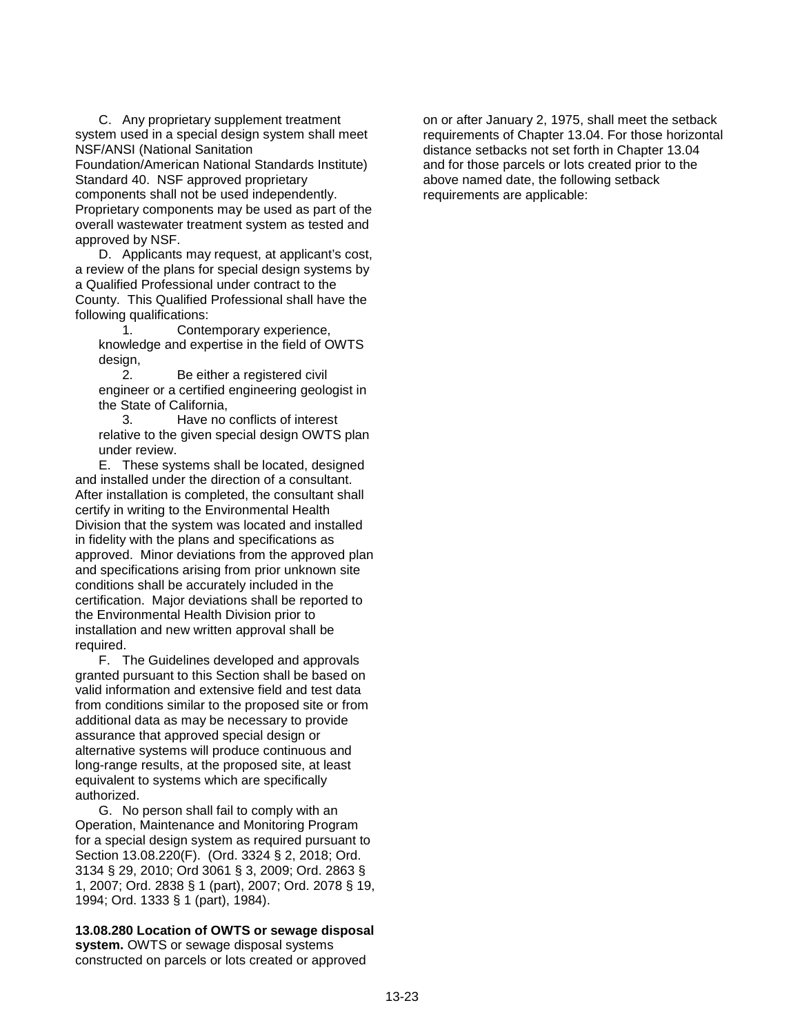C. Any proprietary supplement treatment system used in a special design system shall meet NSF/ANSI (National Sanitation Foundation/American National Standards Institute) Standard 40. NSF approved proprietary components shall not be used independently. Proprietary components may be used as part of the overall wastewater treatment system as tested and approved by NSF.

D. Applicants may request, at applicant's cost, a review of the plans for special design systems by a Qualified Professional under contract to the County. This Qualified Professional shall have the following qualifications:

1. Contemporary experience, knowledge and expertise in the field of OWTS design,
2. Be either a registered civil engineer or a certified engineering geologist in the State of California,
3. Have no conflicts of interest relative to the given special design OWTS plan under review.

E. These systems shall be located, designed and installed under the direction of a consultant. After installation is completed, the consultant shall certify in writing to the Environmental Health Division that the system was located and installed in fidelity with the plans and specifications as approved. Minor deviations from the approved plan and specifications arising from prior unknown site conditions shall be accurately included in the certification. Major deviations shall be reported to the Environmental Health Division prior to installation and new written approval shall be required.

F. The Guidelines developed and approvals granted pursuant to this Section shall be based on valid information and extensive field and test data from conditions similar to the proposed site or from additional data as may be necessary to provide assurance that approved special design or alternative systems will produce continuous and long-range results, at the proposed site, at least equivalent to systems which are specifically authorized.

G. No person shall fail to comply with an Operation, Maintenance and Monitoring Program for a special design system as required pursuant to Section 13.08.220(F). (Ord. 3324 § 2, 2018; Ord. 3134 § 29, 2010; Ord 3061 § 3, 2009; Ord. 2863 § 1, 2007; Ord. 2838 § 1 (part), 2007; Ord. 2078 § 19, 1994; Ord. 1333 § 1 (part), 1984).

**13.08.280 Location of OWTS or sewage disposal system.** OWTS or sewage disposal systems constructed on parcels or lots created or approved on or after January 2, 1975, shall meet the setback requirements of Chapter 13.04. For those horizontal distance setbacks not set forth in Chapter 13.04 and for those parcels or lots created prior to the above named date, the following setback requirements are applicable: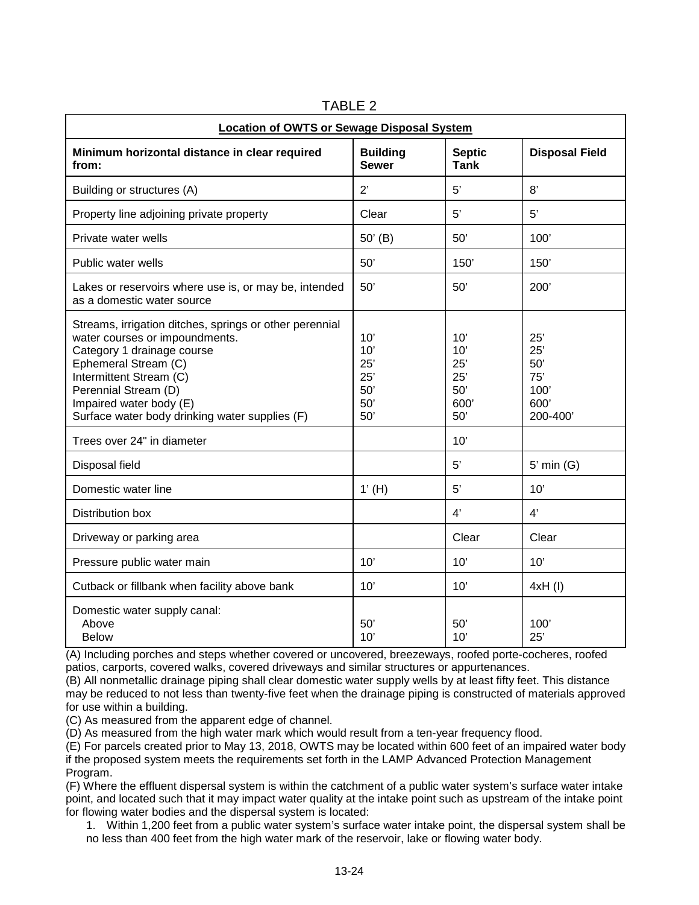TABLE 2

| **Location of OWTS or Sewage Disposal System** | | | |
|---|---|---|---|
| **Minimum horizontal distance in clear required from:** | **Building Sewer** | **Septic Tank** | **Disposal Field** |
| Building or structures (A) | 2' | 5' | 8' |
| Property line adjoining private property | Clear | 5' | 5' |
| Private water wells | 50' (B) | 50' | 100' |
| Public water wells | 50' | 150' | 150' |
| Lakes or reservoirs where use is, or may be, intended as a domestic water source | 50' | 50' | 200' |
| Streams, irrigation ditches, springs or other perennial water courses or impoundments. | 10' | 10' | 25' |
| Category 1 drainage course | 10' | 10' | 25' |
| Ephemeral Stream (C) | 25' | 25' | 50' |
| Intermittent Stream (C) | 25' | 25' | 75' |
| Perennial Stream (D) | 50' | 50' | 100' |
| Impaired water body (E) | 50' | 600' | 600' |
| Surface water body drinking water supplies (F) | 50' | 50' | 200-400' |
| Trees over 24" in diameter | | 10' | |
| Disposal field | | 5' | 5' min (G) |
| Domestic water line | 1' (H) | 5' | 10' |
| Distribution box | | 4' | 4' |
| Driveway or parking area | | Clear | Clear |
| Pressure public water main | 10' | 10' | 10' |
| Cutback or fillbank when facility above bank | 10' | 10' | 4xH (I) |
| Domestic water supply canal: | | | |
| Above | 50' | 50' | 100' |
| Below | 10' | 10' | 25' |

(A) Including porches and steps whether covered or uncovered, breezeways, roofed porte-cocheres, roofed patios, carports, covered walks, covered driveways and similar structures or appurtenances.

(B) All nonmetallic drainage piping shall clear domestic water supply wells by at least fifty feet. This distance may be reduced to not less than twenty-five feet when the drainage piping is constructed of materials approved for use within a building.

(C) As measured from the apparent edge of channel.

(D) As measured from the high water mark which would result from a ten-year frequency flood.

(E) For parcels created prior to May 13, 2018, OWTS may be located within 600 feet of an impaired water body if the proposed system meets the requirements set forth in the LAMP Advanced Protection Management Program.

(F) Where the effluent dispersal system is within the catchment of a public water system's surface water intake point, and located such that it may impact water quality at the intake point such as upstream of the intake point for flowing water bodies and the dispersal system is located:

1. Within 1,200 feet from a public water system's surface water intake point, the dispersal system shall be no less than 400 feet from the high water mark of the reservoir, lake or flowing water body.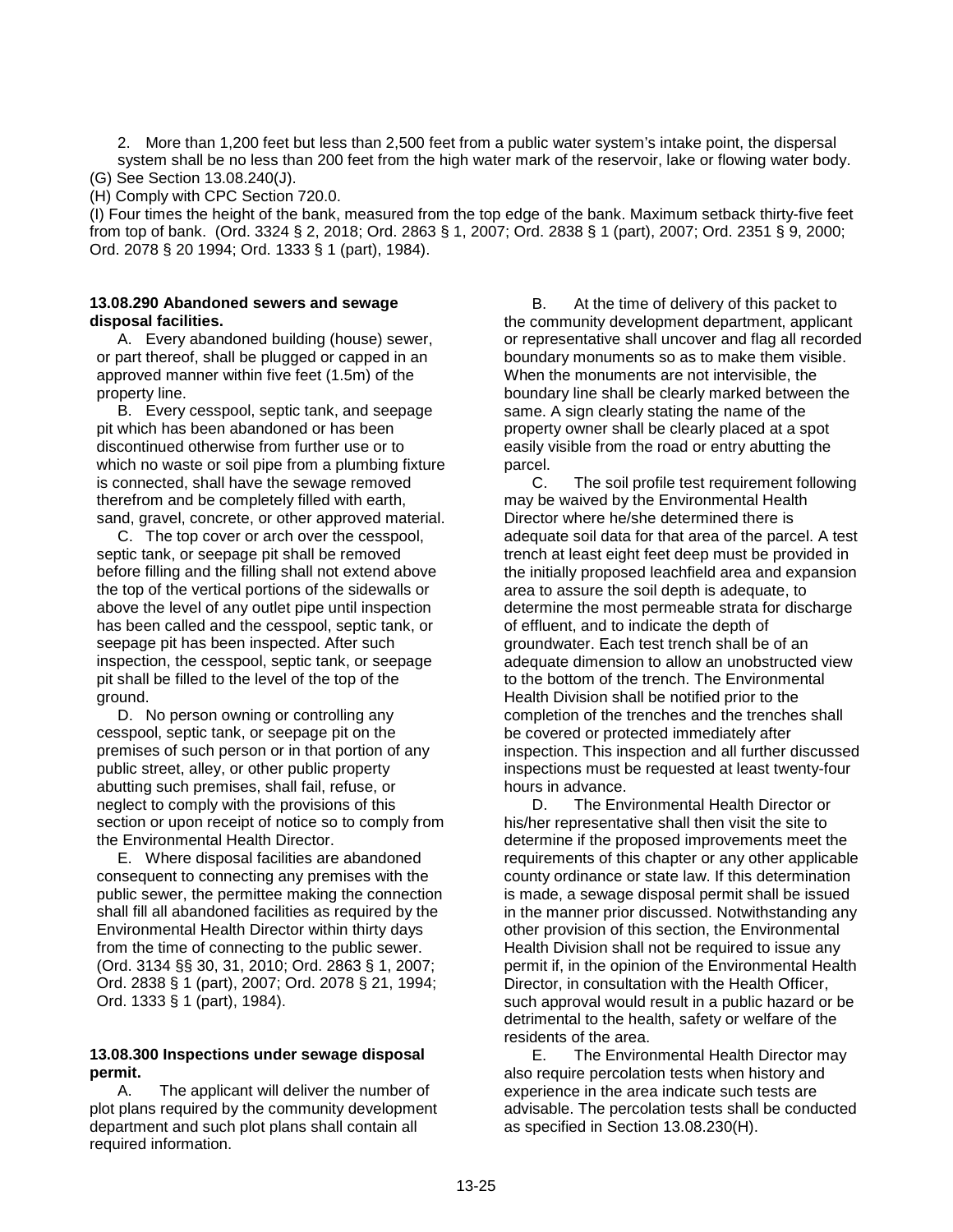2. More than 1,200 feet but less than 2,500 feet from a public water system's intake point, the dispersal system shall be no less than 200 feet from the high water mark of the reservoir, lake or flowing water body.

(G) See Section 13.08.240(J).

(H) Comply with CPC Section 720.0.

(I) Four times the height of the bank, measured from the top edge of the bank. Maximum setback thirty-five feet from top of bank. (Ord. 3324 § 2, 2018; Ord. 2863 § 1, 2007; Ord. 2838 § 1 (part), 2007; Ord. 2351 § 9, 2000; Ord. 2078 § 20 1994; Ord. 1333 § 1 (part), 1984).

**13.08.290 Abandoned sewers and sewage disposal facilities.**

A. Every abandoned building (house) sewer, or part thereof, shall be plugged or capped in an approved manner within five feet (1.5m) of the property line.

B. Every cesspool, septic tank, and seepage pit which has been abandoned or has been discontinued otherwise from further use or to which no waste or soil pipe from a plumbing fixture is connected, shall have the sewage removed therefrom and be completely filled with earth, sand, gravel, concrete, or other approved material.

C. The top cover or arch over the cesspool, septic tank, or seepage pit shall be removed before filling and the filling shall not extend above the top of the vertical portions of the sidewalls or above the level of any outlet pipe until inspection has been called and the cesspool, septic tank, or seepage pit has been inspected. After such inspection, the cesspool, septic tank, or seepage pit shall be filled to the level of the top of the ground.

D. No person owning or controlling any cesspool, septic tank, or seepage pit on the premises of such person or in that portion of any public street, alley, or other public property abutting such premises, shall fail, refuse, or neglect to comply with the provisions of this section or upon receipt of notice so to comply from the Environmental Health Director.

E. Where disposal facilities are abandoned consequent to connecting any premises with the public sewer, the permittee making the connection shall fill all abandoned facilities as required by the Environmental Health Director within thirty days from the time of connecting to the public sewer. (Ord. 3134 §§ 30, 31, 2010; Ord. 2863 § 1, 2007; Ord. 2838 § 1 (part), 2007; Ord. 2078 § 21, 1994; Ord. 1333 § 1 (part), 1984).

**13.08.300 Inspections under sewage disposal permit.**

A. The applicant will deliver the number of plot plans required by the community development department and such plot plans shall contain all required information.

B. At the time of delivery of this packet to the community development department, applicant or representative shall uncover and flag all recorded boundary monuments so as to make them visible. When the monuments are not intervisible, the boundary line shall be clearly marked between the same. A sign clearly stating the name of the property owner shall be clearly placed at a spot easily visible from the road or entry abutting the parcel.

C. The soil profile test requirement following may be waived by the Environmental Health Director where he/she determined there is adequate soil data for that area of the parcel. A test trench at least eight feet deep must be provided in the initially proposed leachfield area and expansion area to assure the soil depth is adequate, to determine the most permeable strata for discharge of effluent, and to indicate the depth of groundwater. Each test trench shall be of an adequate dimension to allow an unobstructed view to the bottom of the trench. The Environmental Health Division shall be notified prior to the completion of the trenches and the trenches shall be covered or protected immediately after inspection. This inspection and all further discussed inspections must be requested at least twenty-four hours in advance.

D. The Environmental Health Director or his/her representative shall then visit the site to determine if the proposed improvements meet the requirements of this chapter or any other applicable county ordinance or state law. If this determination is made, a sewage disposal permit shall be issued in the manner prior discussed. Notwithstanding any other provision of this section, the Environmental Health Division shall not be required to issue any permit if, in the opinion of the Environmental Health Director, in consultation with the Health Officer, such approval would result in a public hazard or be detrimental to the health, safety or welfare of the residents of the area.

E. The Environmental Health Director may also require percolation tests when history and experience in the area indicate such tests are advisable. The percolation tests shall be conducted as specified in Section 13.08.230(H).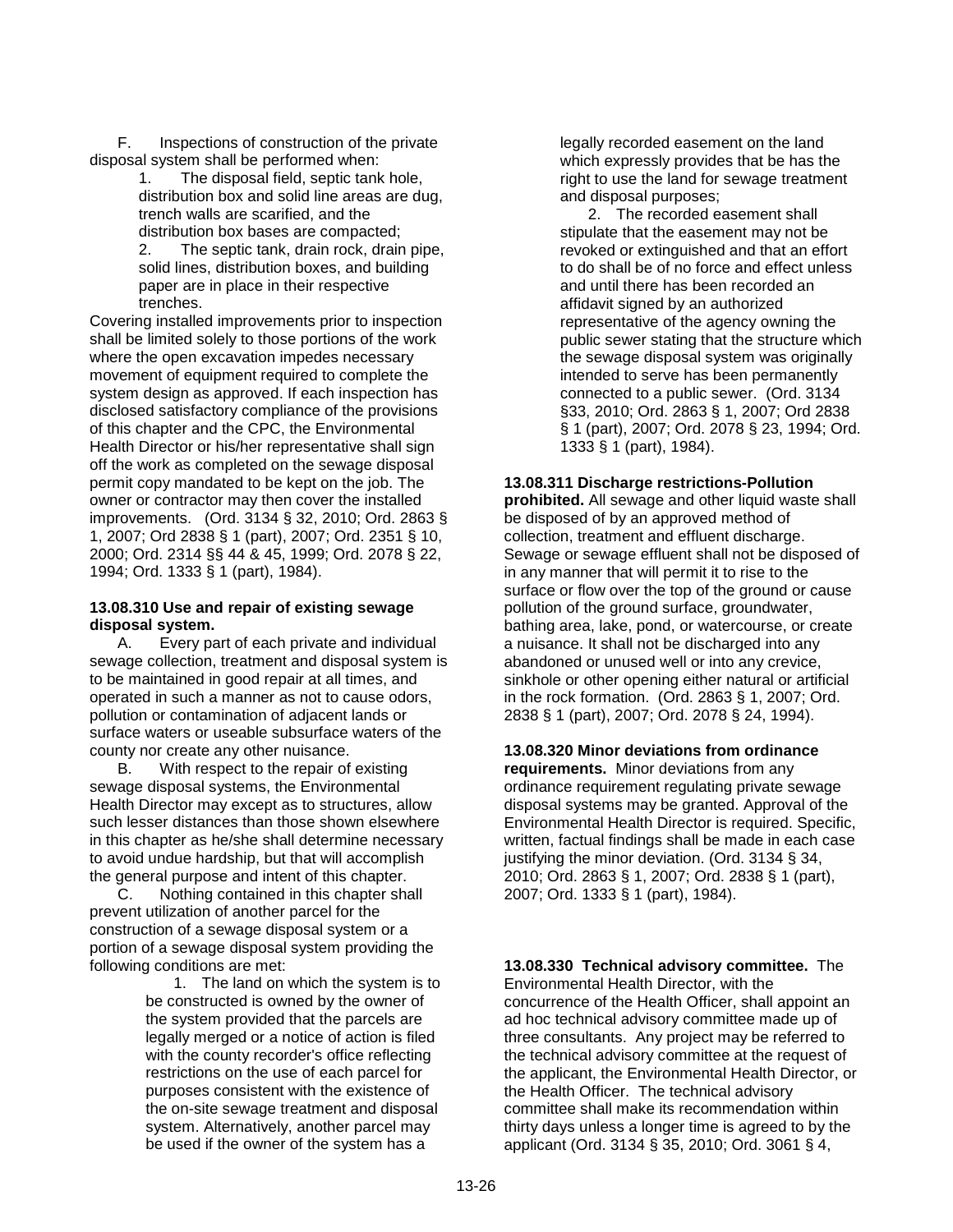F. Inspections of construction of the private disposal system shall be performed when:

1. The disposal field, septic tank hole, distribution box and solid line areas are dug, trench walls are scarified, and the distribution box bases are compacted;
2. The septic tank, drain rock, drain pipe, solid lines, distribution boxes, and building paper are in place in their respective trenches.

Covering installed improvements prior to inspection shall be limited solely to those portions of the work where the open excavation impedes necessary movement of equipment required to complete the system design as approved. If each inspection has disclosed satisfactory compliance of the provisions of this chapter and the CPC, the Environmental Health Director or his/her representative shall sign off the work as completed on the sewage disposal permit copy mandated to be kept on the job. The owner or contractor may then cover the installed improvements. (Ord. 3134 § 32, 2010; Ord. 2863 § 1, 2007; Ord 2838 § 1 (part), 2007; Ord. 2351 § 10, 2000; Ord. 2314 §§ 44 & 45, 1999; Ord. 2078 § 22, 1994; Ord. 1333 § 1 (part), 1984).

**13.08.310 Use and repair of existing sewage disposal system.**

A. Every part of each private and individual sewage collection, treatment and disposal system is to be maintained in good repair at all times, and operated in such a manner as not to cause odors, pollution or contamination of adjacent lands or surface waters or useable subsurface waters of the county nor create any other nuisance.

B. With respect to the repair of existing sewage disposal systems, the Environmental Health Director may except as to structures, allow such lesser distances than those shown elsewhere in this chapter as he/she shall determine necessary to avoid undue hardship, but that will accomplish the general purpose and intent of this chapter.

C. Nothing contained in this chapter shall prevent utilization of another parcel for the construction of a sewage disposal system or a portion of a sewage disposal system providing the following conditions are met:

1. The land on which the system is to be constructed is owned by the owner of the system provided that the parcels are legally merged or a notice of action is filed with the county recorder's office reflecting restrictions on the use of each parcel for purposes consistent with the existence of the on-site sewage treatment and disposal system. Alternatively, another parcel may be used if the owner of the system has a legally recorded easement on the land which expressly provides that be has the right to use the land for sewage treatment and disposal purposes;
2. The recorded easement shall stipulate that the easement may not be revoked or extinguished and that an effort to do shall be of no force and effect unless and until there has been recorded an affidavit signed by an authorized representative of the agency owning the public sewer stating that the structure which the sewage disposal system was originally intended to serve has been permanently connected to a public sewer. (Ord. 3134 §33, 2010; Ord. 2863 § 1, 2007; Ord 2838 § 1 (part), 2007; Ord. 2078 § 23, 1994; Ord. 1333 § 1 (part), 1984).

**13.08.311 Discharge restrictions-Pollution prohibited.** All sewage and other liquid waste shall be disposed of by an approved method of collection, treatment and effluent discharge. Sewage or sewage effluent shall not be disposed of in any manner that will permit it to rise to the surface or flow over the top of the ground or cause pollution of the ground surface, groundwater, bathing area, lake, pond, or watercourse, or create a nuisance. It shall not be discharged into any abandoned or unused well or into any crevice, sinkhole or other opening either natural or artificial in the rock formation. (Ord. 2863 § 1, 2007; Ord. 2838 § 1 (part), 2007; Ord. 2078 § 24, 1994).

**13.08.320 Minor deviations from ordinance requirements.** Minor deviations from any ordinance requirement regulating private sewage disposal systems may be granted. Approval of the Environmental Health Director is required. Specific, written, factual findings shall be made in each case justifying the minor deviation. (Ord. 3134 § 34, 2010; Ord. 2863 § 1, 2007; Ord. 2838 § 1 (part), 2007; Ord. 1333 § 1 (part), 1984).

**13.08.330 Technical advisory committee.** The Environmental Health Director, with the concurrence of the Health Officer, shall appoint an ad hoc technical advisory committee made up of three consultants. Any project may be referred to the technical advisory committee at the request of the applicant, the Environmental Health Director, or the Health Officer. The technical advisory committee shall make its recommendation within thirty days unless a longer time is agreed to by the applicant (Ord. 3134 § 35, 2010; Ord. 3061 § 4,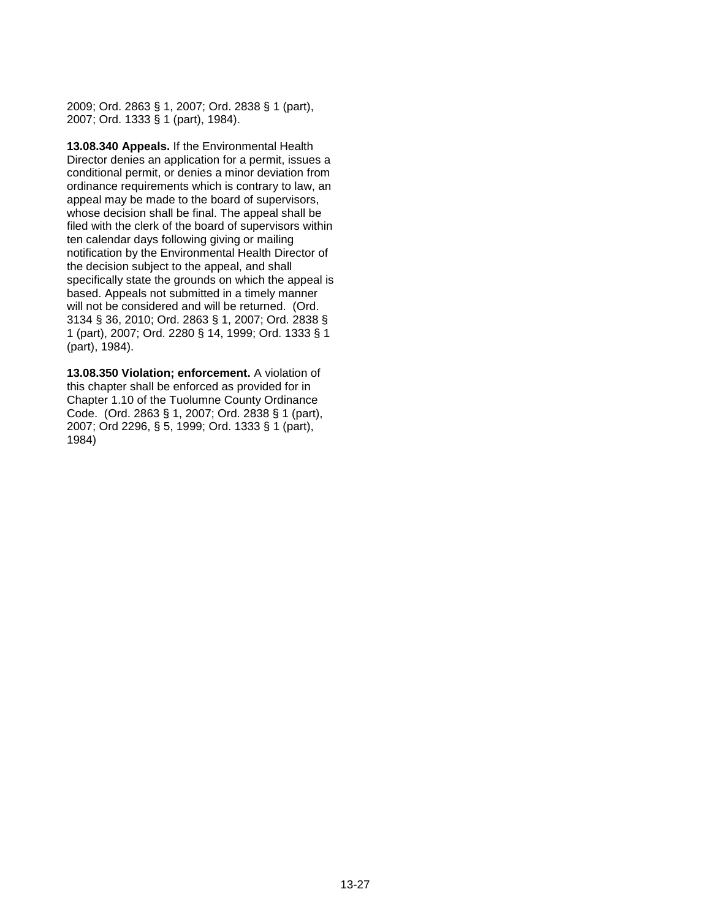2009; Ord. 2863 § 1, 2007; Ord. 2838 § 1 (part), 2007; Ord. 1333 § 1 (part), 1984).

**13.08.340 Appeals.** If the Environmental Health Director denies an application for a permit, issues a conditional permit, or denies a minor deviation from ordinance requirements which is contrary to law, an appeal may be made to the board of supervisors, whose decision shall be final. The appeal shall be filed with the clerk of the board of supervisors within ten calendar days following giving or mailing notification by the Environmental Health Director of the decision subject to the appeal, and shall specifically state the grounds on which the appeal is based. Appeals not submitted in a timely manner will not be considered and will be returned. (Ord. 3134 § 36, 2010; Ord. 2863 § 1, 2007; Ord. 2838 § 1 (part), 2007; Ord. 2280 § 14, 1999; Ord. 1333 § 1 (part), 1984).

**13.08.350 Violation; enforcement.** A violation of this chapter shall be enforced as provided for in Chapter 1.10 of the Tuolumne County Ordinance Code. (Ord. 2863 § 1, 2007; Ord. 2838 § 1 (part), 2007; Ord 2296, § 5, 1999; Ord. 1333 § 1 (part), 1984)